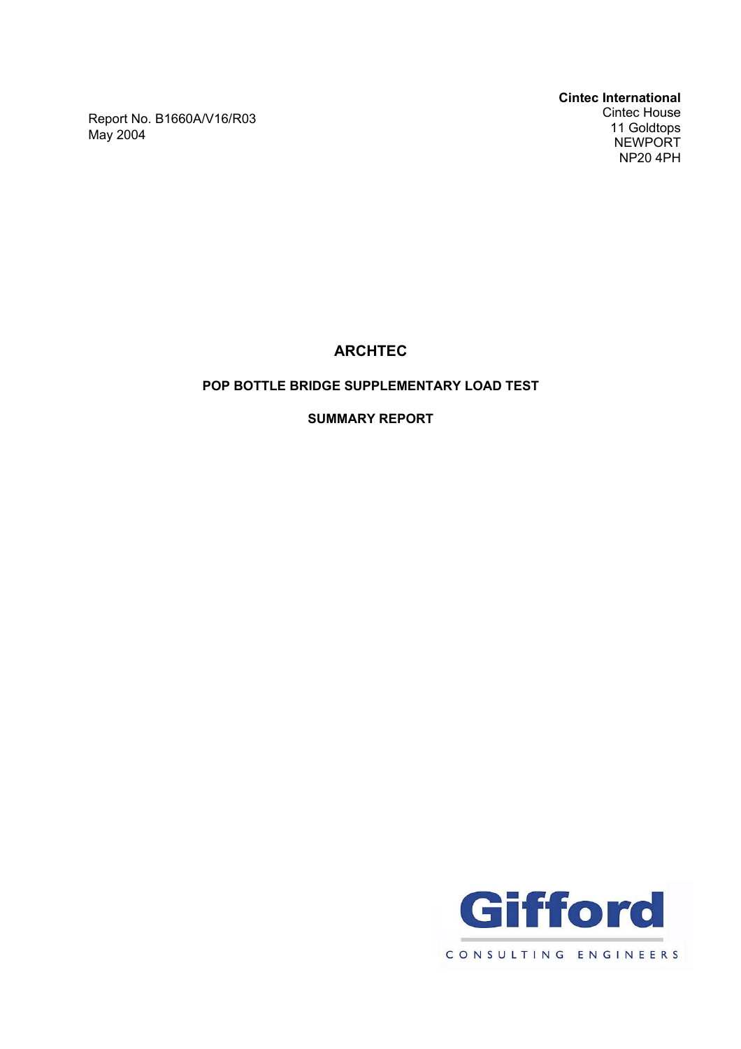Report No. B1660A/V16/R03
May 2004

**Cintec International**
Cintec House
11 Goldtops
NEWPORT
NP20 4PH

# ARCHTEC

## POP BOTTLE BRIDGE SUPPLEMENTARY LOAD TEST

## SUMMARY REPORT

Gifford

CONSULTING ENGINEERS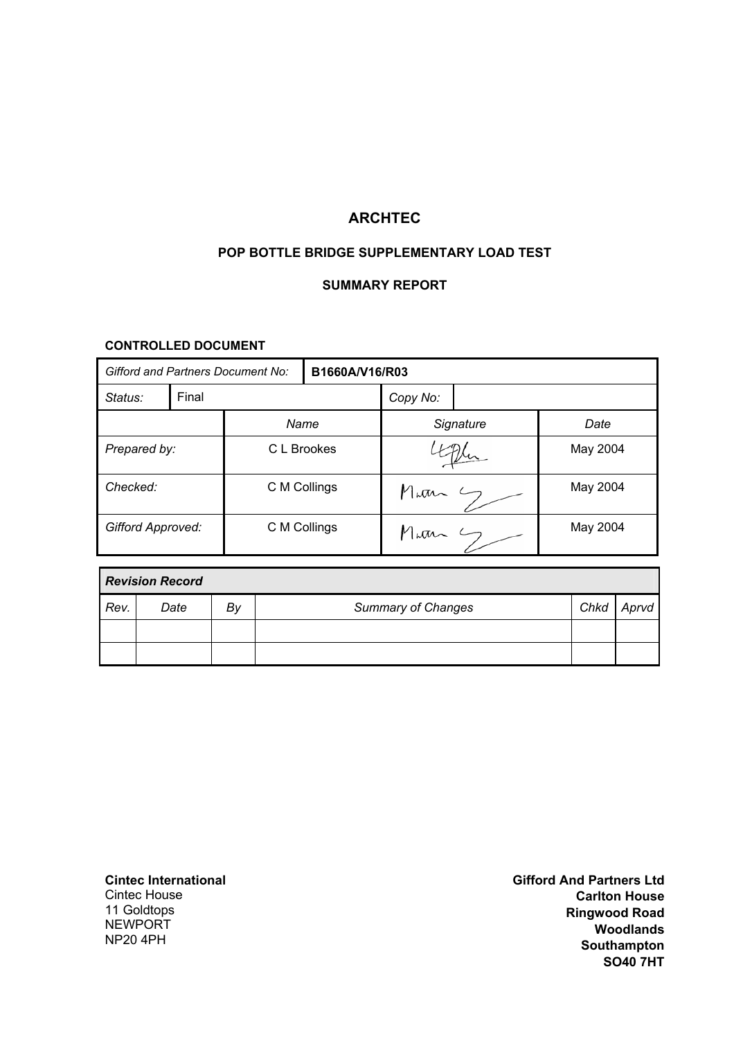# ARCHTEC

## POP BOTTLE BRIDGE SUPPLEMENTARY LOAD TEST

### SUMMARY REPORT

**CONTROLLED DOCUMENT**

| *Gifford and Partners Document No:* | | **B1660A/V16/R03** | | |
|---|---|---|---|---|
| *Status:* | Final | | *Copy No:* | |
| | *Name* | | *Signature* | *Date* |
| *Prepared by:* | C L Brookes | | [signature] | May 2004 |
| *Checked:* | C M Collings | | [signature] | May 2004 |
| *Gifford Approved:* | C M Collings | | [signature] | May 2004 |

| ***Revision Record*** | | | | | |
|---|---|---|---|---|---|
| *Rev.* | *Date* | *By* | *Summary of Changes* | *Chkd* | *Aprvd* |
| | | | | | |
| | | | | | |

**Cintec International**
Cintec House
11 Goldtops
NEWPORT
NP20 4PH

**Gifford And Partners Ltd**
**Carlton House**
**Ringwood Road**
**Woodlands**
**Southampton**
**SO40 7HT**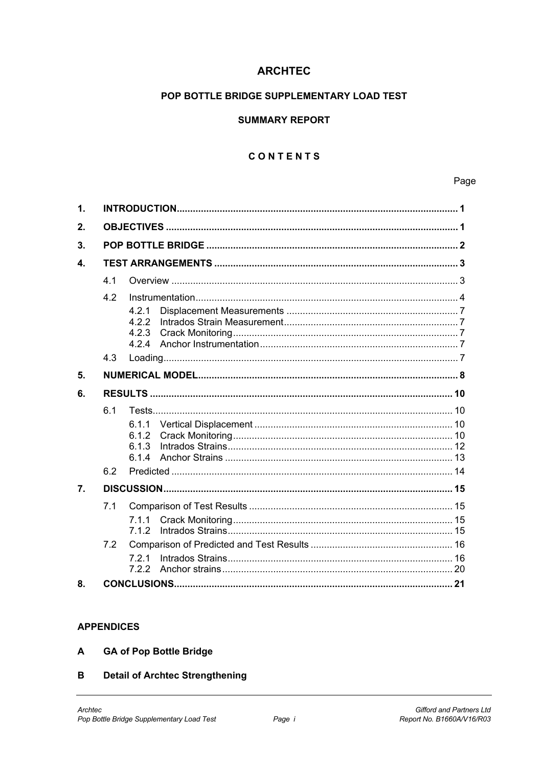# ARCHTEC

## POP BOTTLE BRIDGE SUPPLEMENTARY LOAD TEST

## SUMMARY REPORT

## CONTENTS

| | | Page |
|---|---|---|
| **1.** | **INTRODUCTION** | **1** |
| **2.** | **OBJECTIVES** | **1** |
| **3.** | **POP BOTTLE BRIDGE** | **2** |
| **4.** | **TEST ARRANGEMENTS** | **3** |
| | 4.1 Overview | 3 |
| | 4.2 Instrumentation | 4 |
| | 4.2.1 Displacement Measurements | 7 |
| | 4.2.2 Intrados Strain Measurement | 7 |
| | 4.2.3 Crack Monitoring | 7 |
| | 4.2.4 Anchor Instrumentation | 7 |
| | 4.3 Loading | 7 |
| **5.** | **NUMERICAL MODEL** | **8** |
| **6.** | **RESULTS** | **10** |
| | 6.1 Tests | 10 |
| | 6.1.1 Vertical Displacement | 10 |
| | 6.1.2 Crack Monitoring | 10 |
| | 6.1.3 Intrados Strains | 12 |
| | 6.1.4 Anchor Strains | 13 |
| | 6.2 Predicted | 14 |
| **7.** | **DISCUSSION** | **15** |
| | 7.1 Comparison of Test Results | 15 |
| | 7.1.1 Crack Monitoring | 15 |
| | 7.1.2 Intrados Strains | 15 |
| | 7.2 Comparison of Predicted and Test Results | 16 |
| | 7.2.1 Intrados Strains | 16 |
| | 7.2.2 Anchor strains | 20 |
| **8.** | **CONCLUSIONS** | **21** |

### APPENDICES

**A GA of Pop Bottle Bridge**

**B Detail of Archtec Strengthening**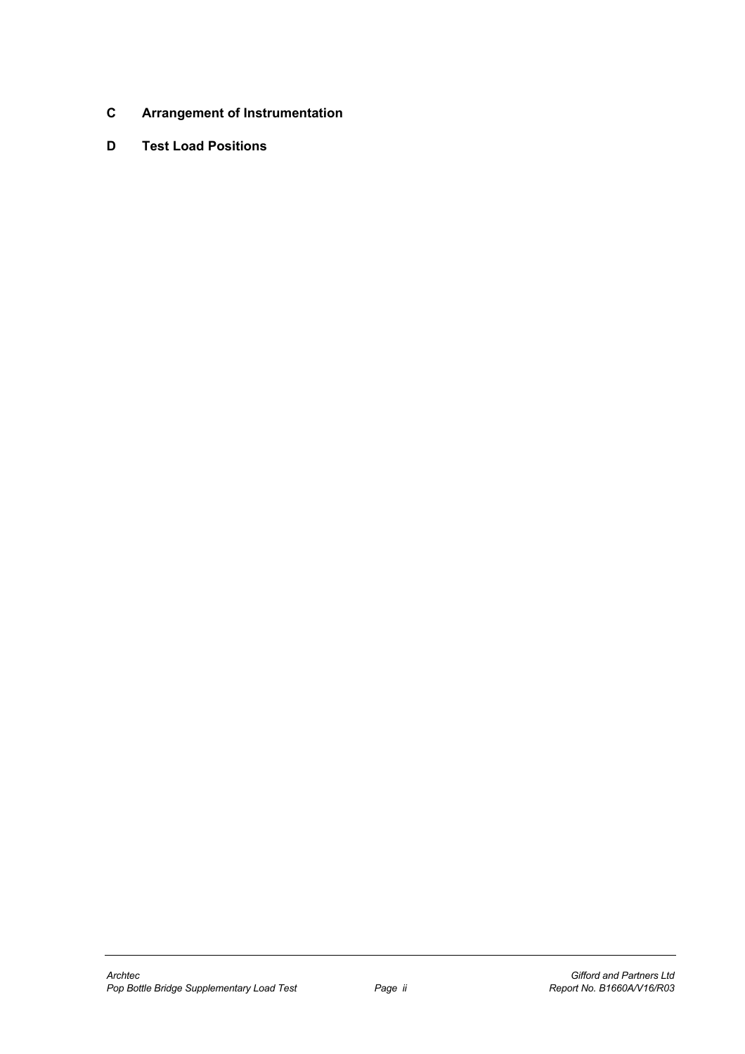**C Arrangement of Instrumentation**

**D Test Load Positions**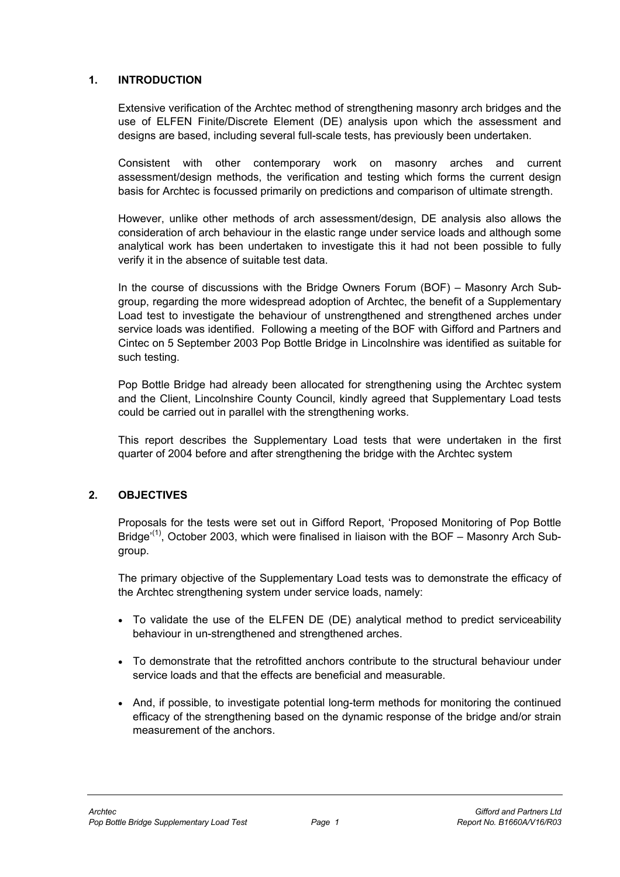## 1. INTRODUCTION

Extensive verification of the Archtec method of strengthening masonry arch bridges and the use of ELFEN Finite/Discrete Element (DE) analysis upon which the assessment and designs are based, including several full-scale tests, has previously been undertaken.

Consistent with other contemporary work on masonry arches and current assessment/design methods, the verification and testing which forms the current design basis for Archtec is focussed primarily on predictions and comparison of ultimate strength.

However, unlike other methods of arch assessment/design, DE analysis also allows the consideration of arch behaviour in the elastic range under service loads and although some analytical work has been undertaken to investigate this it had not been possible to fully verify it in the absence of suitable test data.

In the course of discussions with the Bridge Owners Forum (BOF) – Masonry Arch Sub-group, regarding the more widespread adoption of Archtec, the benefit of a Supplementary Load test to investigate the behaviour of unstrengthened and strengthened arches under service loads was identified. Following a meeting of the BOF with Gifford and Partners and Cintec on 5 September 2003 Pop Bottle Bridge in Lincolnshire was identified as suitable for such testing.

Pop Bottle Bridge had already been allocated for strengthening using the Archtec system and the Client, Lincolnshire County Council, kindly agreed that Supplementary Load tests could be carried out in parallel with the strengthening works.

This report describes the Supplementary Load tests that were undertaken in the first quarter of 2004 before and after strengthening the bridge with the Archtec system

## 2. OBJECTIVES

Proposals for the tests were set out in Gifford Report, 'Proposed Monitoring of Pop Bottle Bridge'[(1)], October 2003, which were finalised in liaison with the BOF – Masonry Arch Sub-group.

The primary objective of the Supplementary Load tests was to demonstrate the efficacy of the Archtec strengthening system under service loads, namely:

- To validate the use of the ELFEN DE (DE) analytical method to predict serviceability behaviour in un-strengthened and strengthened arches.
- To demonstrate that the retrofitted anchors contribute to the structural behaviour under service loads and that the effects are beneficial and measurable.
- And, if possible, to investigate potential long-term methods for monitoring the continued efficacy of the strengthening based on the dynamic response of the bridge and/or strain measurement of the anchors.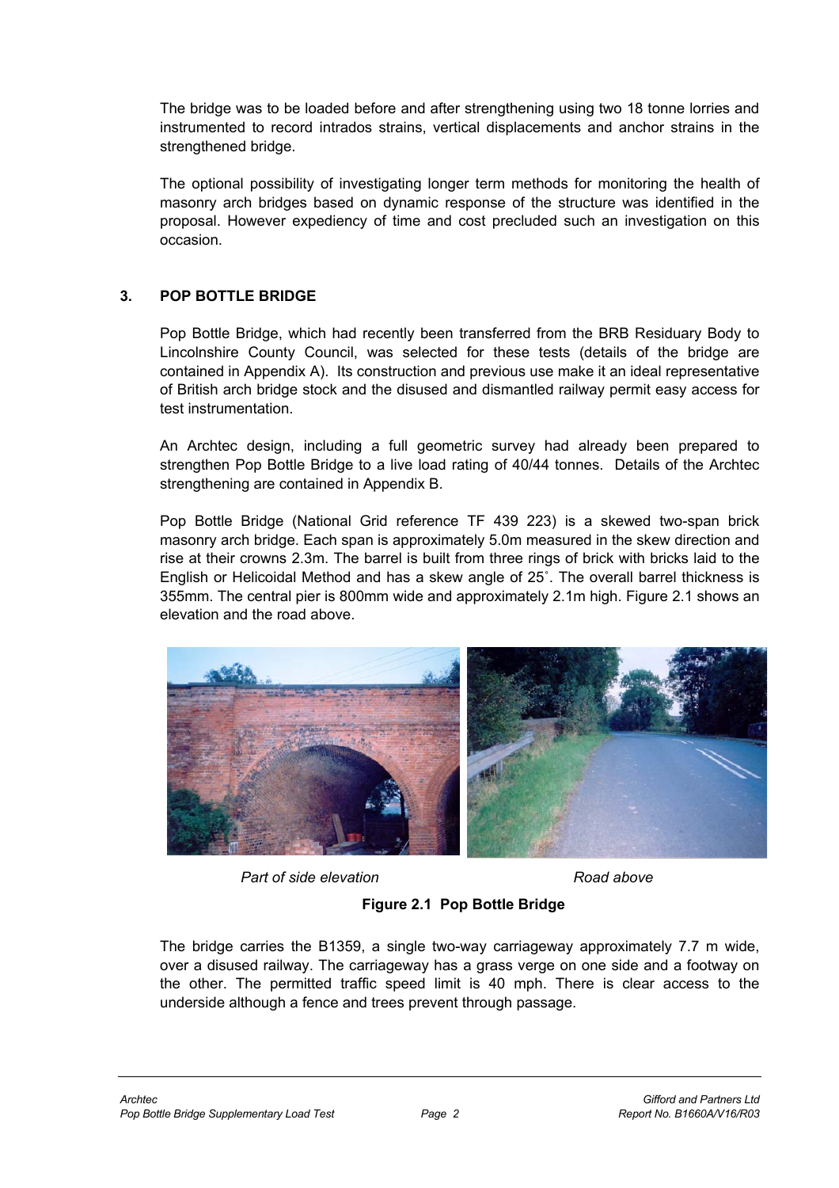The bridge was to be loaded before and after strengthening using two 18 tonne lorries and instrumented to record intrados strains, vertical displacements and anchor strains in the strengthened bridge.

The optional possibility of investigating longer term methods for monitoring the health of masonry arch bridges based on dynamic response of the structure was identified in the proposal. However expediency of time and cost precluded such an investigation on this occasion.

## 3. POP BOTTLE BRIDGE

Pop Bottle Bridge, which had recently been transferred from the BRB Residuary Body to Lincolnshire County Council, was selected for these tests (details of the bridge are contained in Appendix A). Its construction and previous use make it an ideal representative of British arch bridge stock and the disused and dismantled railway permit easy access for test instrumentation.

An Archtec design, including a full geometric survey had already been prepared to strengthen Pop Bottle Bridge to a live load rating of 40/44 tonnes. Details of the Archtec strengthening are contained in Appendix B.

Pop Bottle Bridge (National Grid reference TF 439 223) is a skewed two-span brick masonry arch bridge. Each span is approximately 5.0m measured in the skew direction and rise at their crowns 2.3m. The barrel is built from three rings of brick with bricks laid to the English or Helicoidal Method and has a skew angle of 25˚. The overall barrel thickness is 355mm. The central pier is 800mm wide and approximately 2.1m high. Figure 2.1 shows an elevation and the road above.

*Part of side elevation* *Road above*

**Figure 2.1 Pop Bottle Bridge**

The bridge carries the B1359, a single two-way carriageway approximately 7.7 m wide, over a disused railway. The carriageway has a grass verge on one side and a footway on the other. The permitted traffic speed limit is 40 mph. There is clear access to the underside although a fence and trees prevent through passage.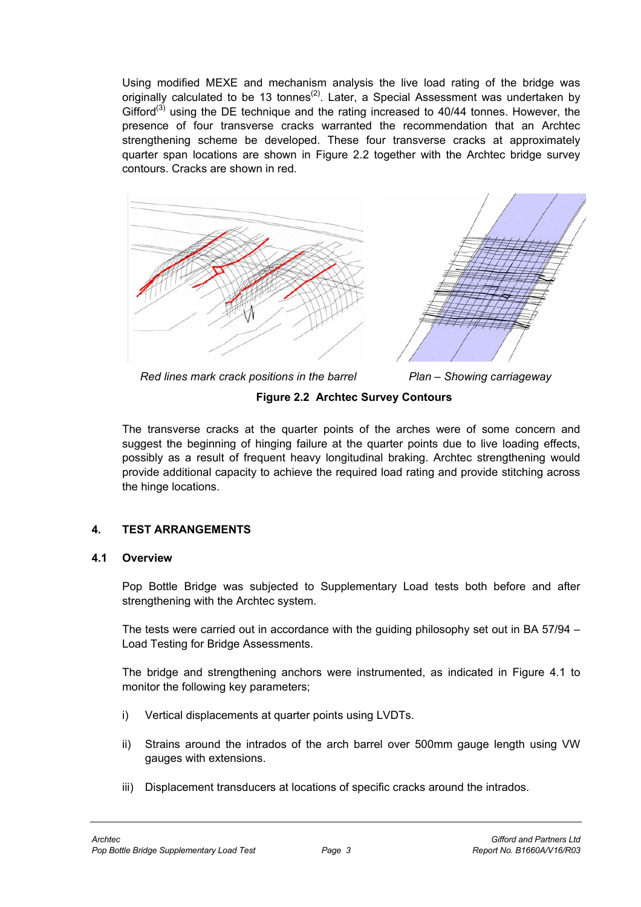Using modified MEXE and mechanism analysis the live load rating of the bridge was originally calculated to be 13 tonnes[(2)]. Later, a Special Assessment was undertaken by Gifford[(3)] using the DE technique and the rating increased to 40/44 tonnes. However, the presence of four transverse cracks warranted the recommendation that an Archtec strengthening scheme be developed. These four transverse cracks at approximately quarter span locations are shown in Figure 2.2 together with the Archtec bridge survey contours. Cracks are shown in red.

*Red lines mark crack positions in the barrel* *Plan – Showing carriageway*

**Figure 2.2 Archtec Survey Contours**

The transverse cracks at the quarter points of the arches were of some concern and suggest the beginning of hinging failure at the quarter points due to live loading effects, possibly as a result of frequent heavy longitudinal braking. Archtec strengthening would provide additional capacity to achieve the required load rating and provide stitching across the hinge locations.

## 4. TEST ARRANGEMENTS

### 4.1 Overview

Pop Bottle Bridge was subjected to Supplementary Load tests both before and after strengthening with the Archtec system.

The tests were carried out in accordance with the guiding philosophy set out in BA 57/94 – Load Testing for Bridge Assessments.

The bridge and strengthening anchors were instrumented, as indicated in Figure 4.1 to monitor the following key parameters;

i) Vertical displacements at quarter points using LVDTs.

ii) Strains around the intrados of the arch barrel over 500mm gauge length using VW gauges with extensions.

iii) Displacement transducers at locations of specific cracks around the intrados.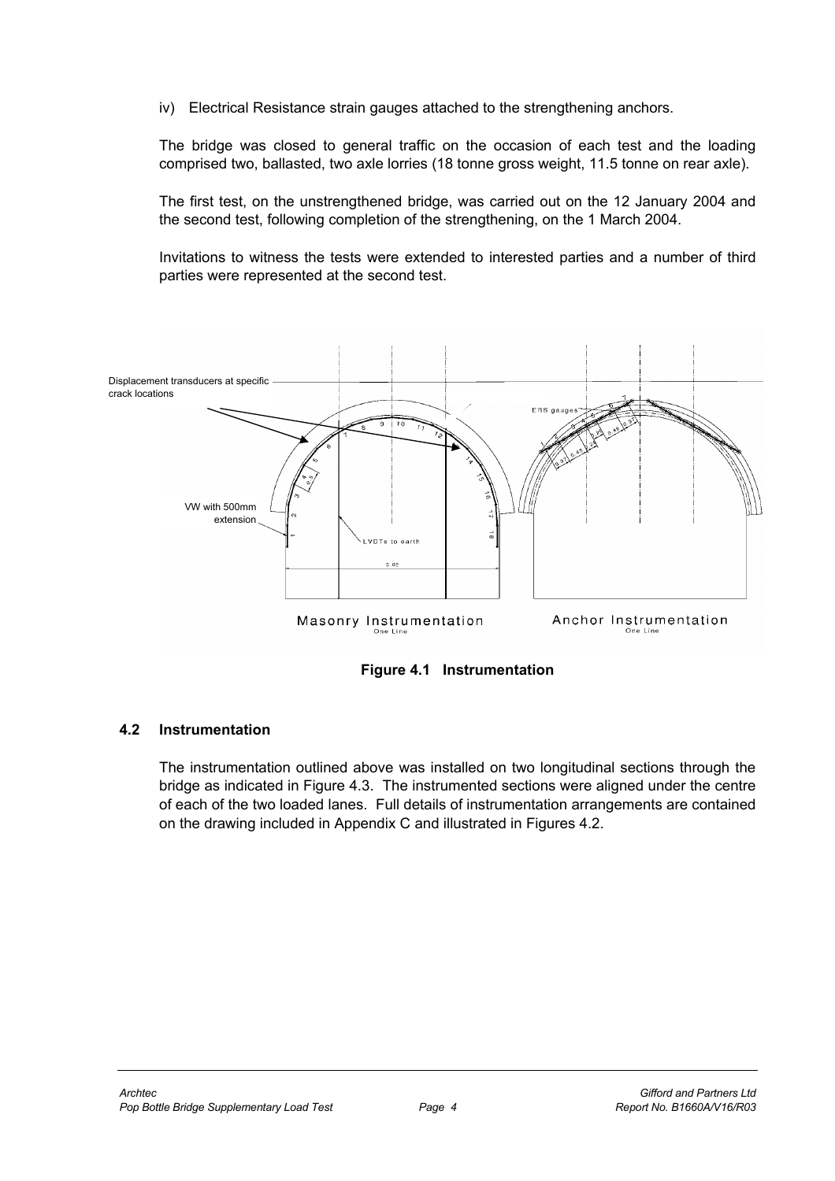iv) Electrical Resistance strain gauges attached to the strengthening anchors.

The bridge was closed to general traffic on the occasion of each test and the loading comprised two, ballasted, two axle lorries (18 tonne gross weight, 11.5 tonne on rear axle).

The first test, on the unstrengthened bridge, was carried out on the 12 January 2004 and the second test, following completion of the strengthening, on the 1 March 2004.

Invitations to witness the tests were extended to interested parties and a number of third parties were represented at the second test.

**Figure 4.1 Instrumentation**

### 4.2 Instrumentation

The instrumentation outlined above was installed on two longitudinal sections through the bridge as indicated in Figure 4.3. The instrumented sections were aligned under the centre of each of the two loaded lanes. Full details of instrumentation arrangements are contained on the drawing included in Appendix C and illustrated in Figures 4.2.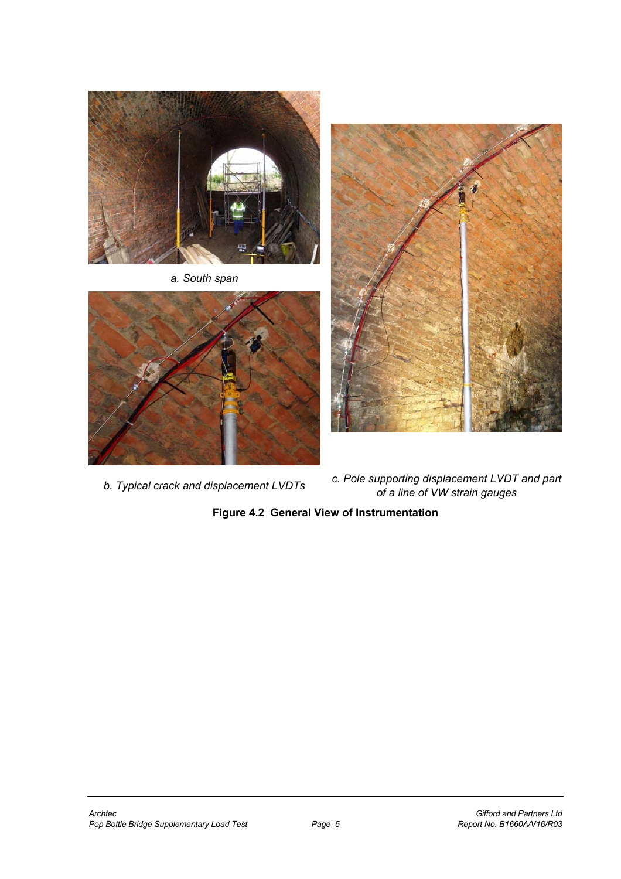*a. South span*

*b. Typical crack and displacement LVDTs*

*c. Pole supporting displacement LVDT and part of a line of VW strain gauges*

**Figure 4.2 General View of Instrumentation**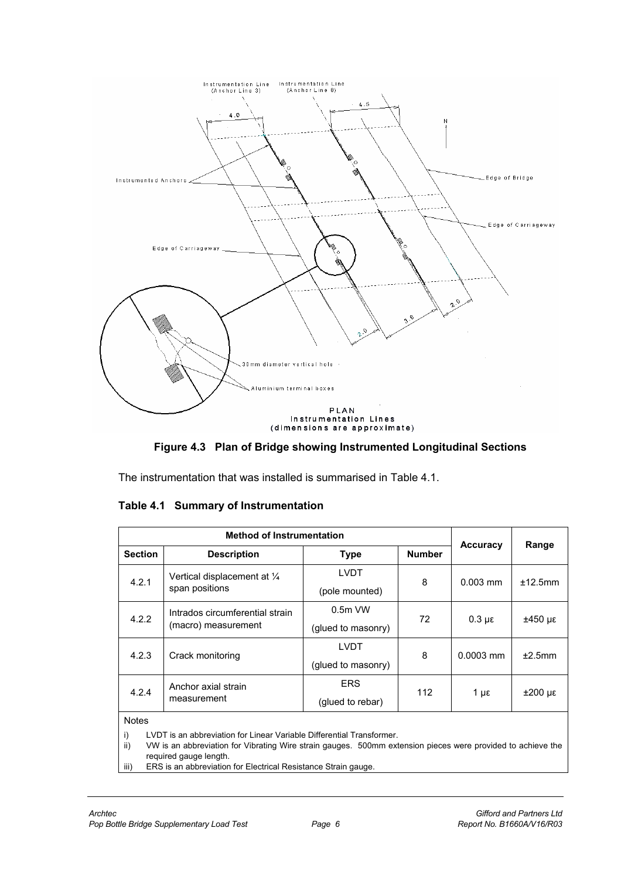**Figure 4.3 Plan of Bridge showing Instrumented Longitudinal Sections**

The instrumentation that was installed is summarised in Table 4.1.

**Table 4.1 Summary of Instrumentation**

| Method of Instrumentation | | | | Accuracy | Range |
|---|---|---|---|---|---|
| **Section** | **Description** | **Type** | **Number** | | |
| 4.2.1 | Vertical displacement at ¼ span positions | LVDT (pole mounted) | 8 | 0.003 mm | ±12.5mm |
| 4.2.2 | Intrados circumferential strain (macro) measurement | 0.5m VW (glued to masonry) | 72 | 0.3 με | ±450 με |
| 4.2.3 | Crack monitoring | LVDT (glued to masonry) | 8 | 0.0003 mm | ±2.5mm |
| 4.2.4 | Anchor axial strain measurement | ERS (glued to rebar) | 112 | 1 με | ±200 με |

Notes

i) LVDT is an abbreviation for Linear Variable Differential Transformer.
ii) VW is an abbreviation for Vibrating Wire strain gauges. 500mm extension pieces were provided to achieve the required gauge length.
iii) ERS is an abbreviation for Electrical Resistance Strain gauge.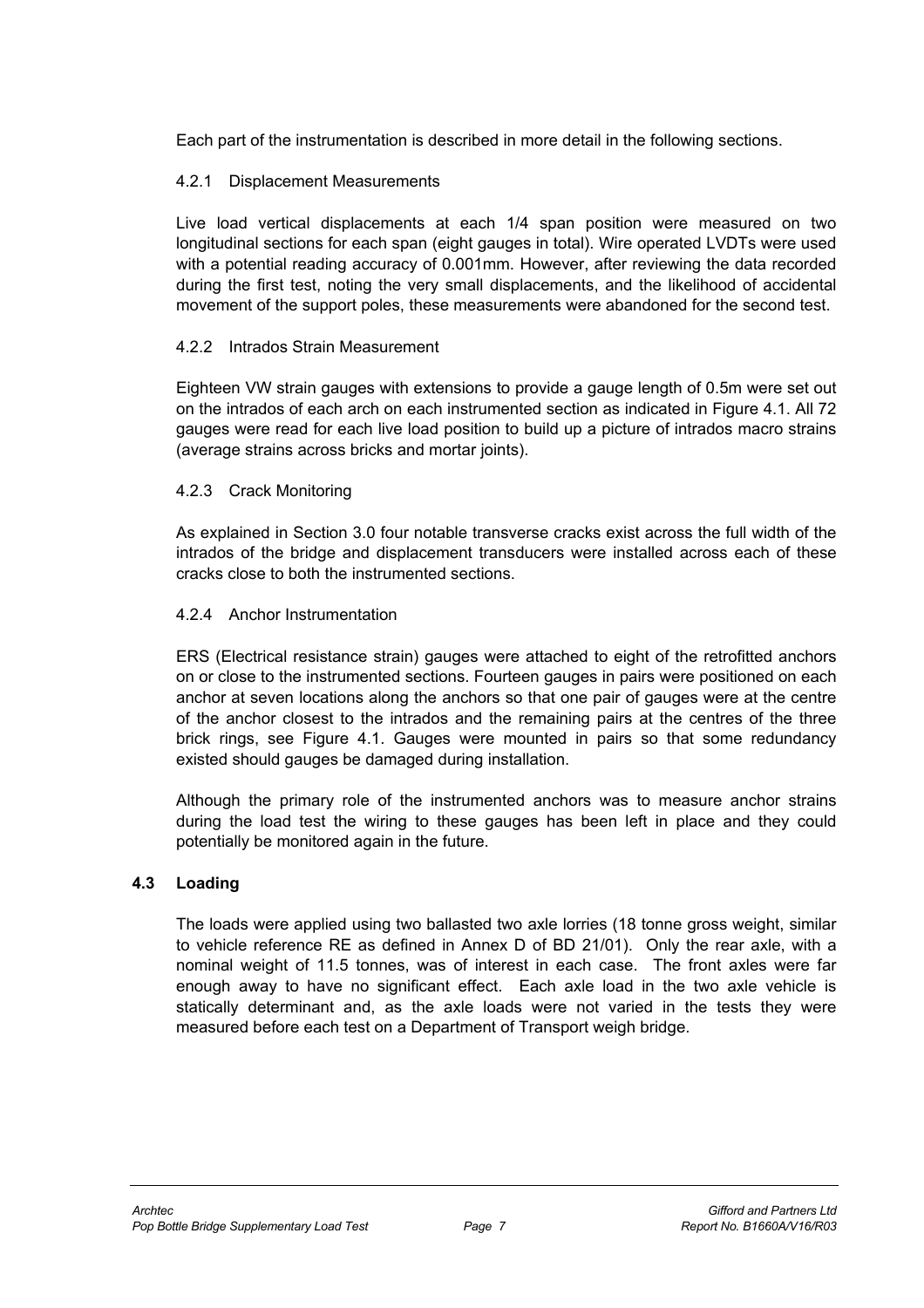Each part of the instrumentation is described in more detail in the following sections.

#### 4.2.1 Displacement Measurements

Live load vertical displacements at each 1/4 span position were measured on two longitudinal sections for each span (eight gauges in total). Wire operated LVDTs were used with a potential reading accuracy of 0.001mm. However, after reviewing the data recorded during the first test, noting the very small displacements, and the likelihood of accidental movement of the support poles, these measurements were abandoned for the second test.

#### 4.2.2 Intrados Strain Measurement

Eighteen VW strain gauges with extensions to provide a gauge length of 0.5m were set out on the intrados of each arch on each instrumented section as indicated in Figure 4.1. All 72 gauges were read for each live load position to build up a picture of intrados macro strains (average strains across bricks and mortar joints).

#### 4.2.3 Crack Monitoring

As explained in Section 3.0 four notable transverse cracks exist across the full width of the intrados of the bridge and displacement transducers were installed across each of these cracks close to both the instrumented sections.

#### 4.2.4 Anchor Instrumentation

ERS (Electrical resistance strain) gauges were attached to eight of the retrofitted anchors on or close to the instrumented sections. Fourteen gauges in pairs were positioned on each anchor at seven locations along the anchors so that one pair of gauges were at the centre of the anchor closest to the intrados and the remaining pairs at the centres of the three brick rings, see Figure 4.1. Gauges were mounted in pairs so that some redundancy existed should gauges be damaged during installation.

Although the primary role of the instrumented anchors was to measure anchor strains during the load test the wiring to these gauges has been left in place and they could potentially be monitored again in the future.

### 4.3 Loading

The loads were applied using two ballasted two axle lorries (18 tonne gross weight, similar to vehicle reference RE as defined in Annex D of BD 21/01). Only the rear axle, with a nominal weight of 11.5 tonnes, was of interest in each case. The front axles were far enough away to have no significant effect. Each axle load in the two axle vehicle is statically determinant and, as the axle loads were not varied in the tests they were measured before each test on a Department of Transport weigh bridge.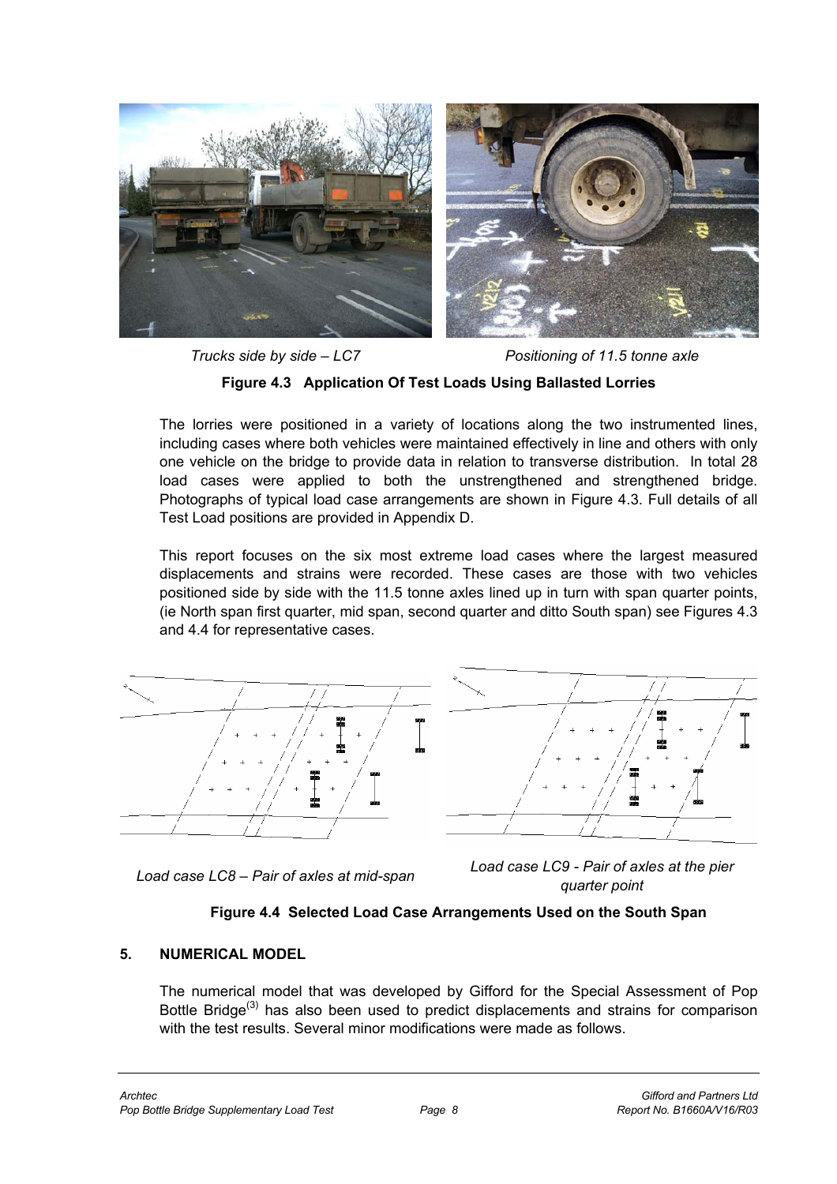Trucks side by side – LC7

Positioning of 11.5 tonne axle

**Figure 4.3 Application Of Test Loads Using Ballasted Lorries**

The lorries were positioned in a variety of locations along the two instrumented lines, including cases where both vehicles were maintained effectively in line and others with only one vehicle on the bridge to provide data in relation to transverse distribution. In total 28 load cases were applied to both the unstrengthened and strengthened bridge. Photographs of typical load case arrangements are shown in Figure 4.3. Full details of all Test Load positions are provided in Appendix D.

This report focuses on the six most extreme load cases where the largest measured displacements and strains were recorded. These cases are those with two vehicles positioned side by side with the 11.5 tonne axles lined up in turn with span quarter points, (ie North span first quarter, mid span, second quarter and ditto South span) see Figures 4.3 and 4.4 for representative cases.

*Load case LC8 – Pair of axles at mid-span*

*Load case LC9 - Pair of axles at the pier quarter point*

**Figure 4.4 Selected Load Case Arrangements Used on the South Span**

## 5. NUMERICAL MODEL

The numerical model that was developed by Gifford for the Special Assessment of Pop Bottle Bridge[3] has also been used to predict displacements and strains for comparison with the test results. Several minor modifications were made as follows.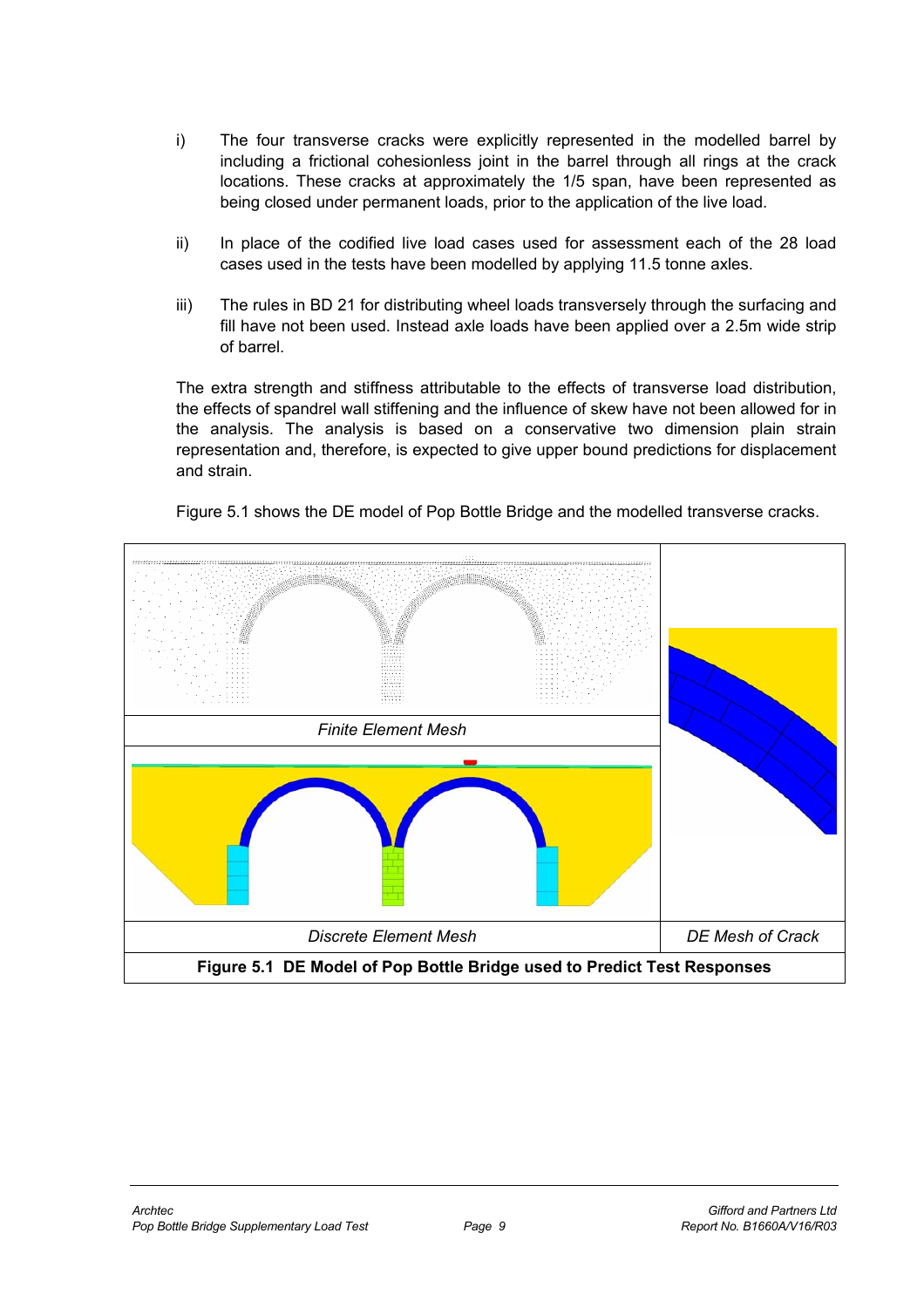i) The four transverse cracks were explicitly represented in the modelled barrel by including a frictional cohesionless joint in the barrel through all rings at the crack locations. These cracks at approximately the 1/5 span, have been represented as being closed under permanent loads, prior to the application of the live load.

ii) In place of the codified live load cases used for assessment each of the 28 load cases used in the tests have been modelled by applying 11.5 tonne axles.

iii) The rules in BD 21 for distributing wheel loads transversely through the surfacing and fill have not been used. Instead axle loads have been applied over a 2.5m wide strip of barrel.

The extra strength and stiffness attributable to the effects of transverse load distribution, the effects of spandrel wall stiffening and the influence of skew have not been allowed for in the analysis. The analysis is based on a conservative two dimension plain strain representation and, therefore, is expected to give upper bound predictions for displacement and strain.

Figure 5.1 shows the DE model of Pop Bottle Bridge and the modelled transverse cracks.

*Finite Element Mesh*

*Discrete Element Mesh*

*DE Mesh of Crack*

**Figure 5.1 DE Model of Pop Bottle Bridge used to Predict Test Responses**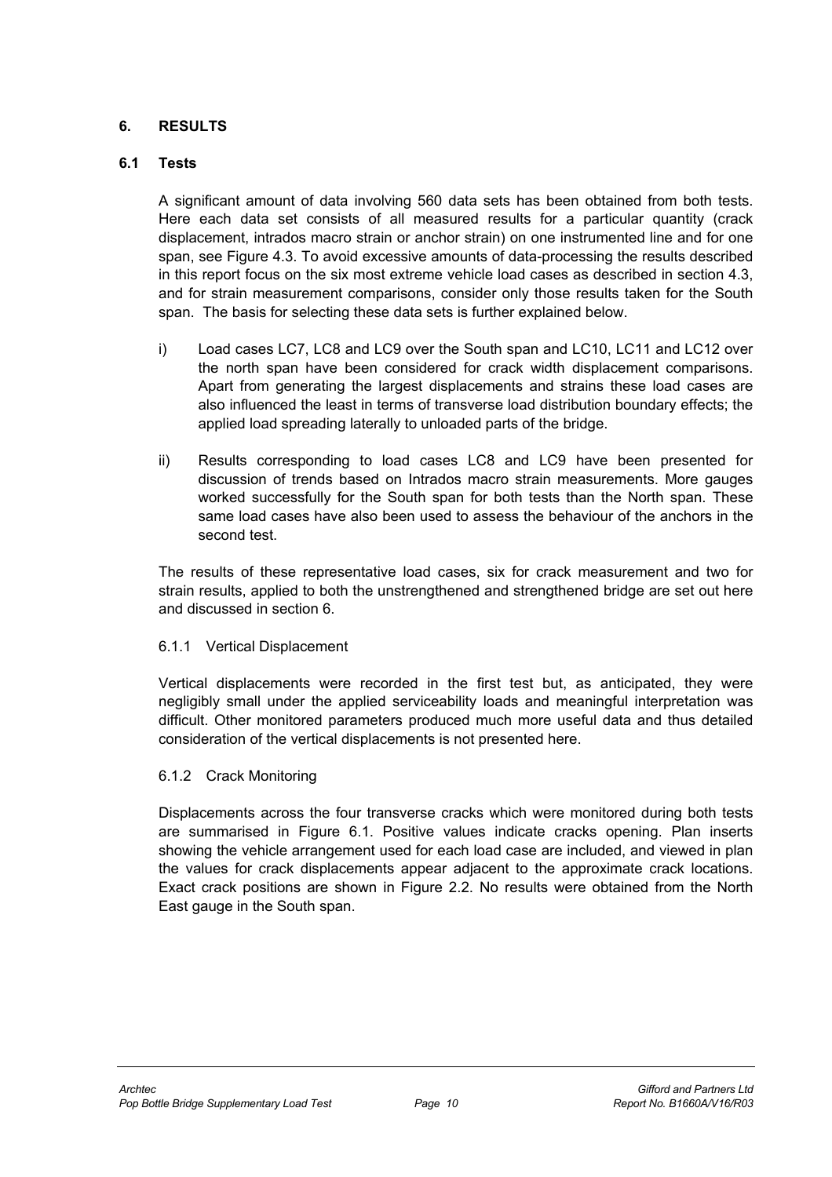## 6. RESULTS

### 6.1 Tests

A significant amount of data involving 560 data sets has been obtained from both tests. Here each data set consists of all measured results for a particular quantity (crack displacement, intrados macro strain or anchor strain) on one instrumented line and for one span, see Figure 4.3. To avoid excessive amounts of data-processing the results described in this report focus on the six most extreme vehicle load cases as described in section 4.3, and for strain measurement comparisons, consider only those results taken for the South span. The basis for selecting these data sets is further explained below.

i) Load cases LC7, LC8 and LC9 over the South span and LC10, LC11 and LC12 over the north span have been considered for crack width displacement comparisons. Apart from generating the largest displacements and strains these load cases are also influenced the least in terms of transverse load distribution boundary effects; the applied load spreading laterally to unloaded parts of the bridge.

ii) Results corresponding to load cases LC8 and LC9 have been presented for discussion of trends based on Intrados macro strain measurements. More gauges worked successfully for the South span for both tests than the North span. These same load cases have also been used to assess the behaviour of the anchors in the second test.

The results of these representative load cases, six for crack measurement and two for strain results, applied to both the unstrengthened and strengthened bridge are set out here and discussed in section 6.

#### 6.1.1 Vertical Displacement

Vertical displacements were recorded in the first test but, as anticipated, they were negligibly small under the applied serviceability loads and meaningful interpretation was difficult. Other monitored parameters produced much more useful data and thus detailed consideration of the vertical displacements is not presented here.

#### 6.1.2 Crack Monitoring

Displacements across the four transverse cracks which were monitored during both tests are summarised in Figure 6.1. Positive values indicate cracks opening. Plan inserts showing the vehicle arrangement used for each load case are included, and viewed in plan the values for crack displacements appear adjacent to the approximate crack locations. Exact crack positions are shown in Figure 2.2. No results were obtained from the North East gauge in the South span.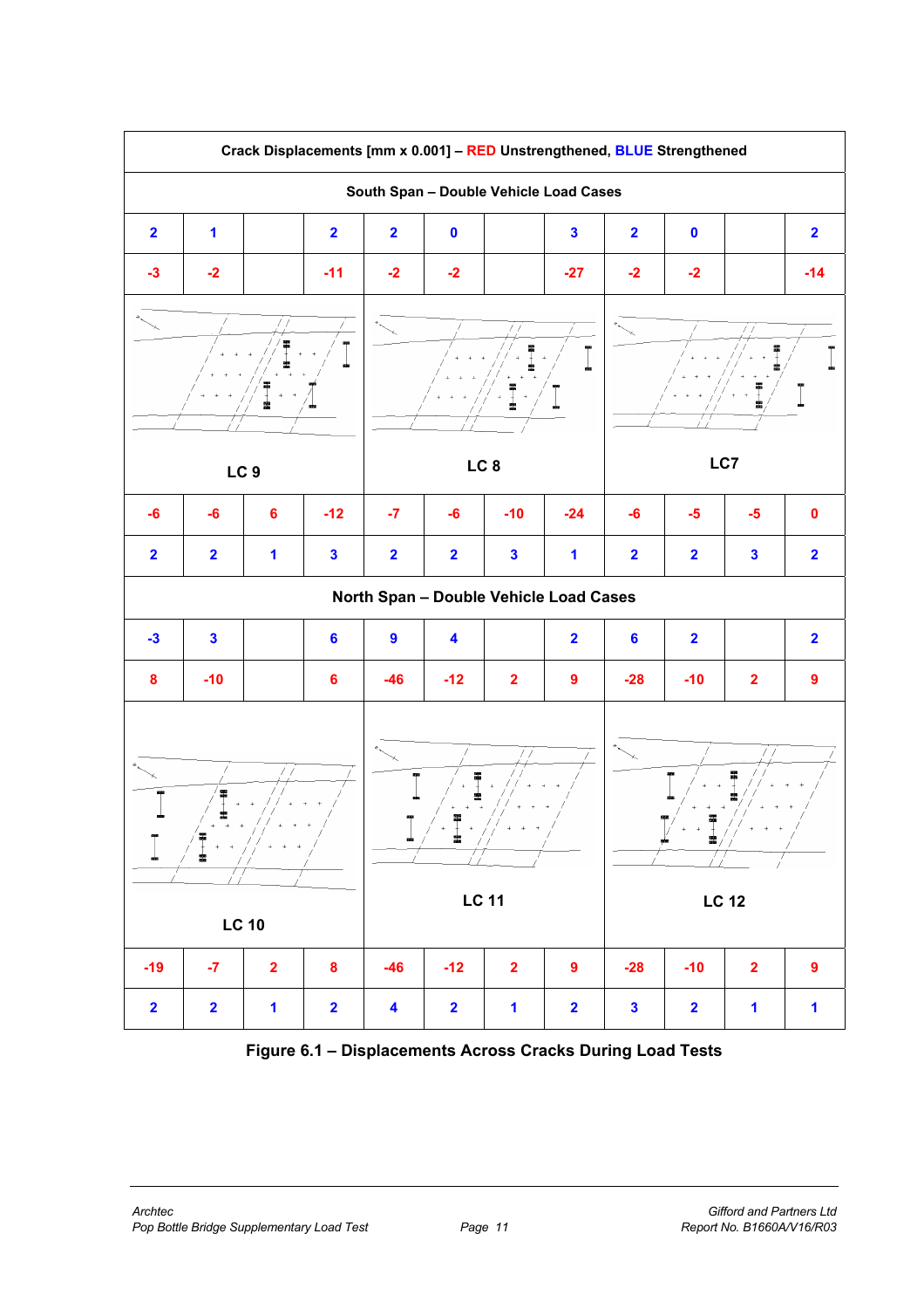| Crack Displacements [mm x 0.001] – RED Unstrengthened, BLUE Strengthened | | | | | | | | | | | |
|---|---|---|---|---|---|---|---|---|---|---|---|
| **South Span – Double Vehicle Load Cases** | | | | | | | | | | | |
| 2 | 1 | | 2 | 2 | 0 | | 3 | 2 | 0 | | 2 |
| -3 | -2 | | -11 | -2 | -2 | | -27 | -2 | -2 | | -14 |
| LC 9 | | | | LC 8 | | | | LC7 | | | |
| -6 | -6 | 6 | -12 | -7 | -6 | -10 | -24 | -6 | -5 | -5 | 0 |
| 2 | 2 | 1 | 3 | 2 | 2 | 3 | 1 | 2 | 2 | 3 | 2 |
| **North Span – Double Vehicle Load Cases** | | | | | | | | | | | |
| -3 | 3 | | 6 | 9 | 4 | | 2 | 6 | 2 | | 2 |
| 8 | -10 | | 6 | -46 | -12 | 2 | 9 | -28 | -10 | 2 | 9 |
| LC 10 | | | | LC 11 | | | | LC 12 | | | |
| -19 | -7 | 2 | 8 | -46 | -12 | 2 | 9 | -28 | -10 | 2 | 9 |
| 2 | 2 | 1 | 2 | 4 | 2 | 1 | 2 | 3 | 2 | 1 | 1 |

**Figure 6.1 – Displacements Across Cracks During Load Tests**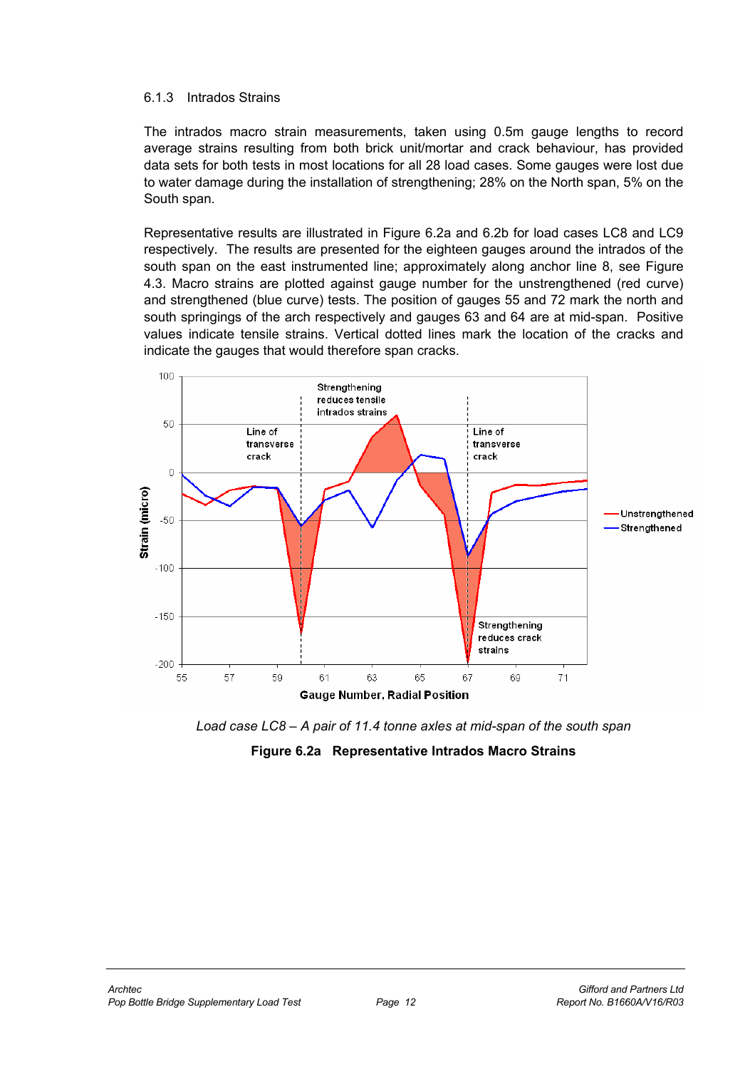#### 6.1.3 Intrados Strains

The intrados macro strain measurements, taken using 0.5m gauge lengths to record average strains resulting from both brick unit/mortar and crack behaviour, has provided data sets for both tests in most locations for all 28 load cases. Some gauges were lost due to water damage during the installation of strengthening; 28% on the North span, 5% on the South span.

Representative results are illustrated in Figure 6.2a and 6.2b for load cases LC8 and LC9 respectively. The results are presented for the eighteen gauges around the intrados of the south span on the east instrumented line; approximately along anchor line 8, see Figure 4.3. Macro strains are plotted against gauge number for the unstrengthened (red curve) and strengthened (blue curve) tests. The position of gauges 55 and 72 mark the north and south springings of the arch respectively and gauges 63 and 64 are at mid-span. Positive values indicate tensile strains. Vertical dotted lines mark the location of the cracks and indicate the gauges that would therefore span cracks.

*Load case LC8 – A pair of 11.4 tonne axles at mid-span of the south span*

**Figure 6.2a Representative Intrados Macro Strains**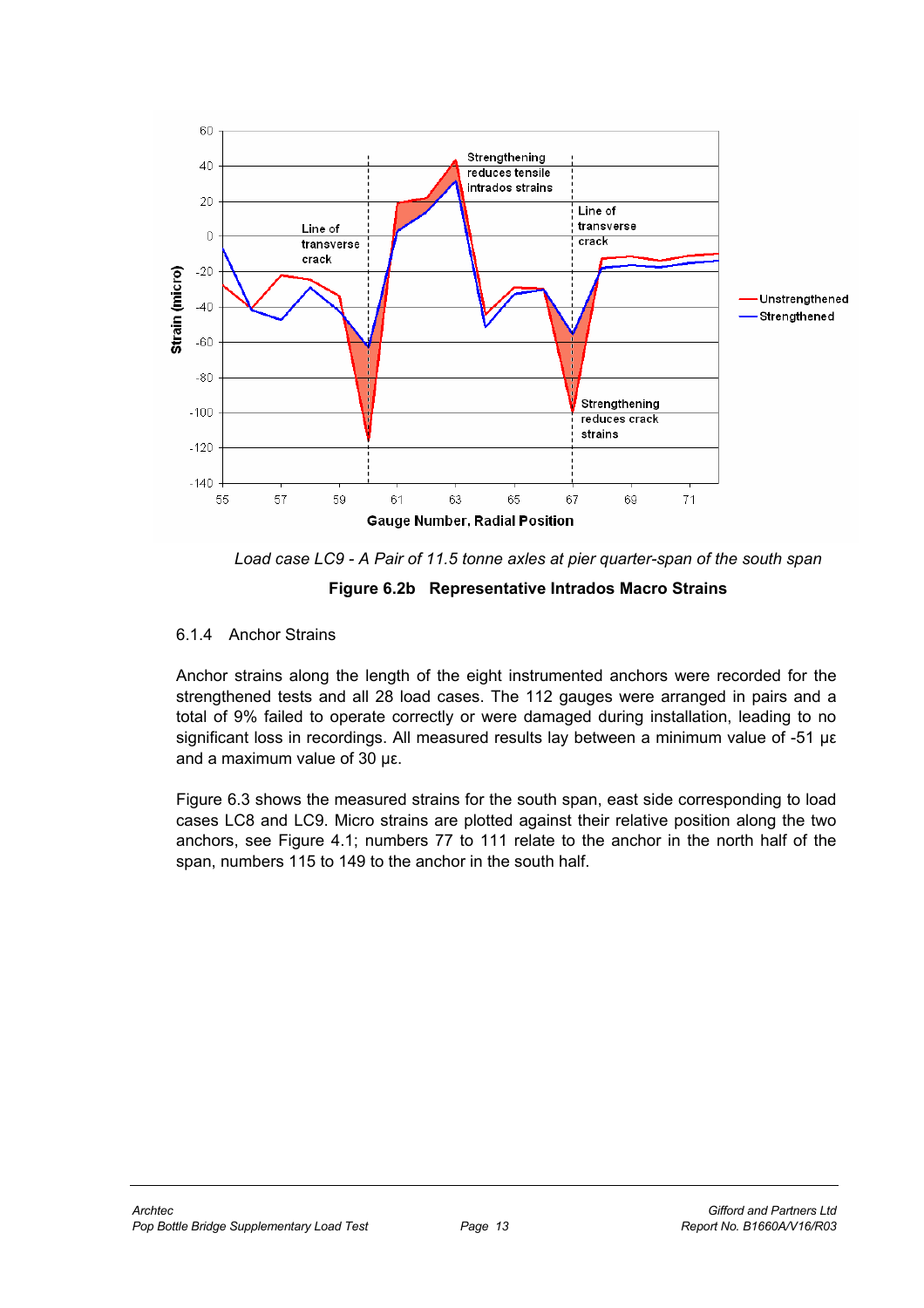*Load case LC9 - A Pair of 11.5 tonne axles at pier quarter-span of the south span*

**Figure 6.2b Representative Intrados Macro Strains**

### 6.1.4 Anchor Strains

Anchor strains along the length of the eight instrumented anchors were recorded for the strengthened tests and all 28 load cases. The 112 gauges were arranged in pairs and a total of 9% failed to operate correctly or were damaged during installation, leading to no significant loss in recordings. All measured results lay between a minimum value of -51 με and a maximum value of 30 με.

Figure 6.3 shows the measured strains for the south span, east side corresponding to load cases LC8 and LC9. Micro strains are plotted against their relative position along the two anchors, see Figure 4.1; numbers 77 to 111 relate to the anchor in the north half of the span, numbers 115 to 149 to the anchor in the south half.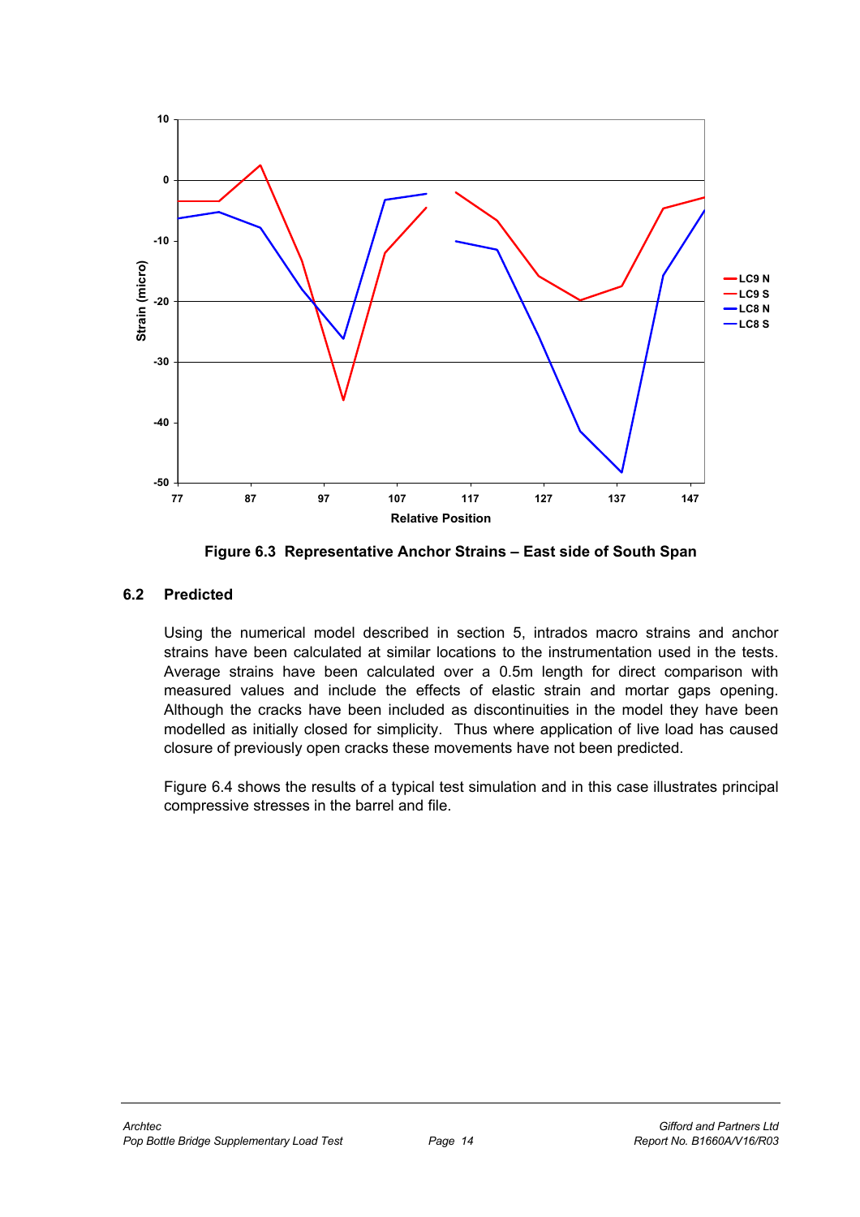Figure 6.3 Representative Anchor Strains – East side of South Span

## 6.2 Predicted

Using the numerical model described in section 5, intrados macro strains and anchor strains have been calculated at similar locations to the instrumentation used in the tests. Average strains have been calculated over a 0.5m length for direct comparison with measured values and include the effects of elastic strain and mortar gaps opening. Although the cracks have been included as discontinuities in the model they have been modelled as initially closed for simplicity. Thus where application of live load has caused closure of previously open cracks these movements have not been predicted.

Figure 6.4 shows the results of a typical test simulation and in this case illustrates principal compressive stresses in the barrel and file.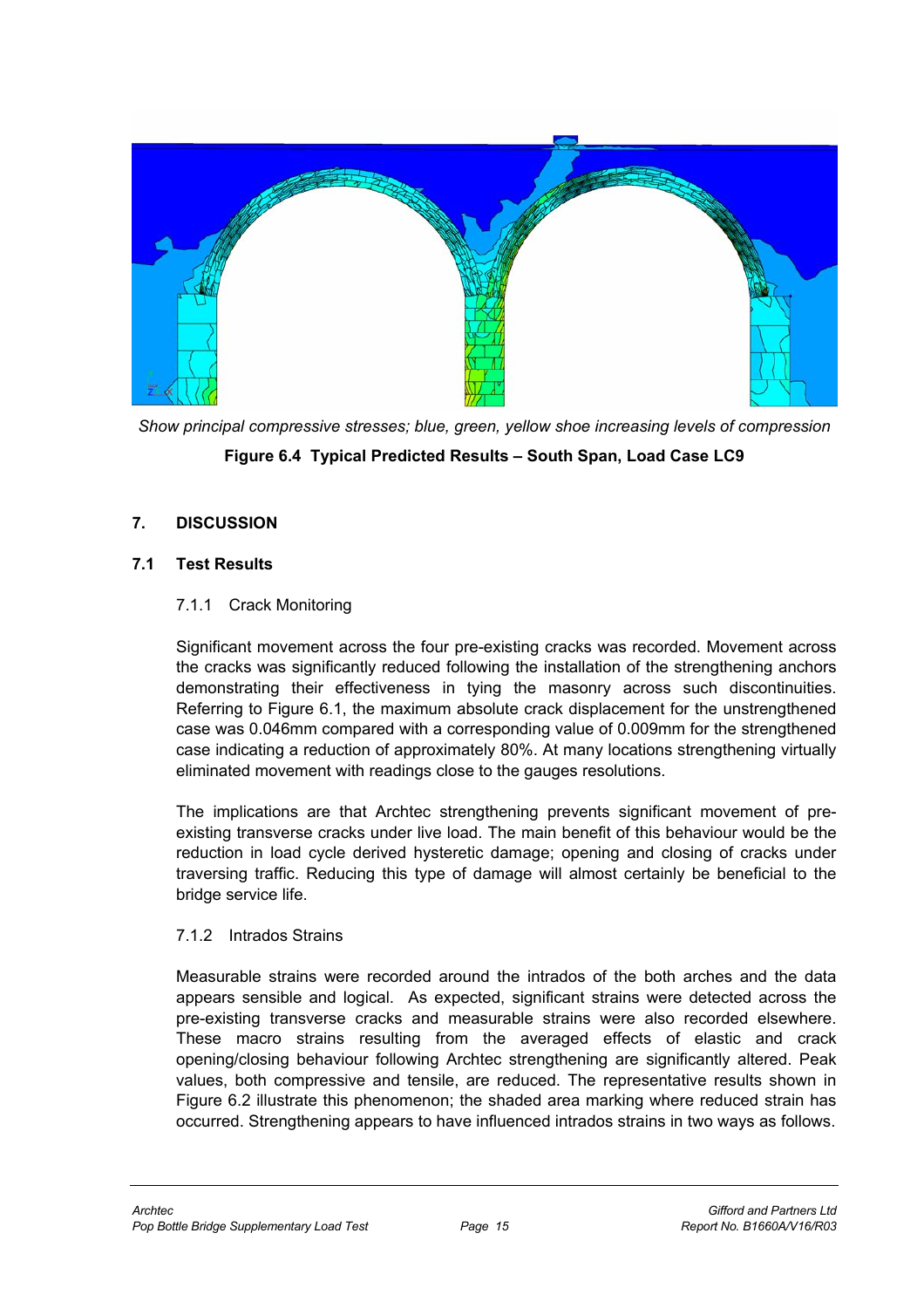*Show principal compressive stresses; blue, green, yellow shoe increasing levels of compression*

**Figure 6.4 Typical Predicted Results – South Span, Load Case LC9**

## 7. DISCUSSION

### 7.1 Test Results

#### 7.1.1 Crack Monitoring

Significant movement across the four pre-existing cracks was recorded. Movement across the cracks was significantly reduced following the installation of the strengthening anchors demonstrating their effectiveness in tying the masonry across such discontinuities. Referring to Figure 6.1, the maximum absolute crack displacement for the unstrengthened case was 0.046mm compared with a corresponding value of 0.009mm for the strengthened case indicating a reduction of approximately 80%. At many locations strengthening virtually eliminated movement with readings close to the gauges resolutions.

The implications are that Archtec strengthening prevents significant movement of pre-existing transverse cracks under live load. The main benefit of this behaviour would be the reduction in load cycle derived hysteretic damage; opening and closing of cracks under traversing traffic. Reducing this type of damage will almost certainly be beneficial to the bridge service life.

#### 7.1.2 Intrados Strains

Measurable strains were recorded around the intrados of the both arches and the data appears sensible and logical. As expected, significant strains were detected across the pre-existing transverse cracks and measurable strains were also recorded elsewhere. These macro strains resulting from the averaged effects of elastic and crack opening/closing behaviour following Archtec strengthening are significantly altered. Peak values, both compressive and tensile, are reduced. The representative results shown in Figure 6.2 illustrate this phenomenon; the shaded area marking where reduced strain has occurred. Strengthening appears to have influenced intrados strains in two ways as follows.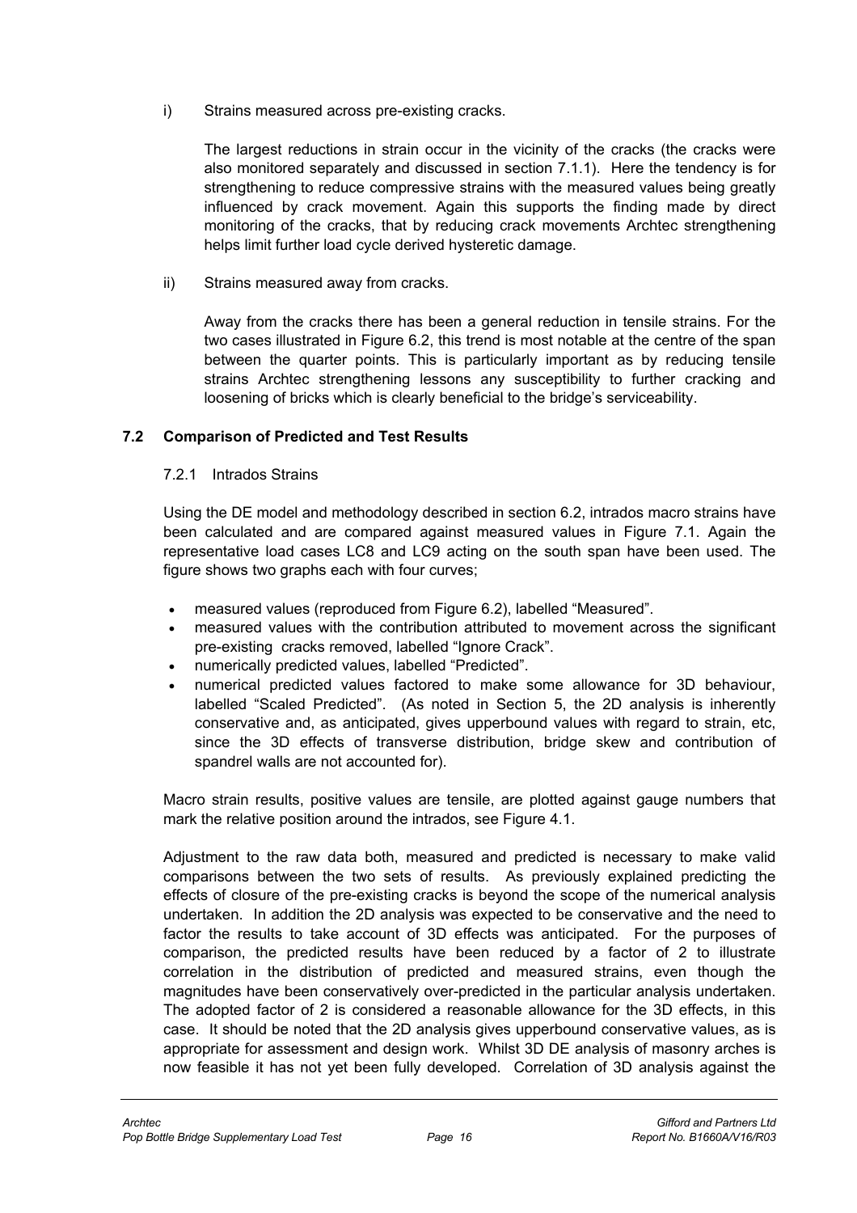i) Strains measured across pre-existing cracks.

The largest reductions in strain occur in the vicinity of the cracks (the cracks were also monitored separately and discussed in section 7.1.1). Here the tendency is for strengthening to reduce compressive strains with the measured values being greatly influenced by crack movement. Again this supports the finding made by direct monitoring of the cracks, that by reducing crack movements Archtec strengthening helps limit further load cycle derived hysteretic damage.

ii) Strains measured away from cracks.

Away from the cracks there has been a general reduction in tensile strains. For the two cases illustrated in Figure 6.2, this trend is most notable at the centre of the span between the quarter points. This is particularly important as by reducing tensile strains Archtec strengthening lessons any susceptibility to further cracking and loosening of bricks which is clearly beneficial to the bridge's serviceability.

### 7.2 Comparison of Predicted and Test Results

#### 7.2.1 Intrados Strains

Using the DE model and methodology described in section 6.2, intrados macro strains have been calculated and are compared against measured values in Figure 7.1. Again the representative load cases LC8 and LC9 acting on the south span have been used. The figure shows two graphs each with four curves;

- measured values (reproduced from Figure 6.2), labelled "Measured".
- measured values with the contribution attributed to movement across the significant pre-existing cracks removed, labelled "Ignore Crack".
- numerically predicted values, labelled "Predicted".
- numerical predicted values factored to make some allowance for 3D behaviour, labelled "Scaled Predicted". (As noted in Section 5, the 2D analysis is inherently conservative and, as anticipated, gives upperbound values with regard to strain, etc, since the 3D effects of transverse distribution, bridge skew and contribution of spandrel walls are not accounted for).

Macro strain results, positive values are tensile, are plotted against gauge numbers that mark the relative position around the intrados, see Figure 4.1.

Adjustment to the raw data both, measured and predicted is necessary to make valid comparisons between the two sets of results. As previously explained predicting the effects of closure of the pre-existing cracks is beyond the scope of the numerical analysis undertaken. In addition the 2D analysis was expected to be conservative and the need to factor the results to take account of 3D effects was anticipated. For the purposes of comparison, the predicted results have been reduced by a factor of 2 to illustrate correlation in the distribution of predicted and measured strains, even though the magnitudes have been conservatively over-predicted in the particular analysis undertaken. The adopted factor of 2 is considered a reasonable allowance for the 3D effects, in this case. It should be noted that the 2D analysis gives upperbound conservative values, as is appropriate for assessment and design work. Whilst 3D DE analysis of masonry arches is now feasible it has not yet been fully developed. Correlation of 3D analysis against the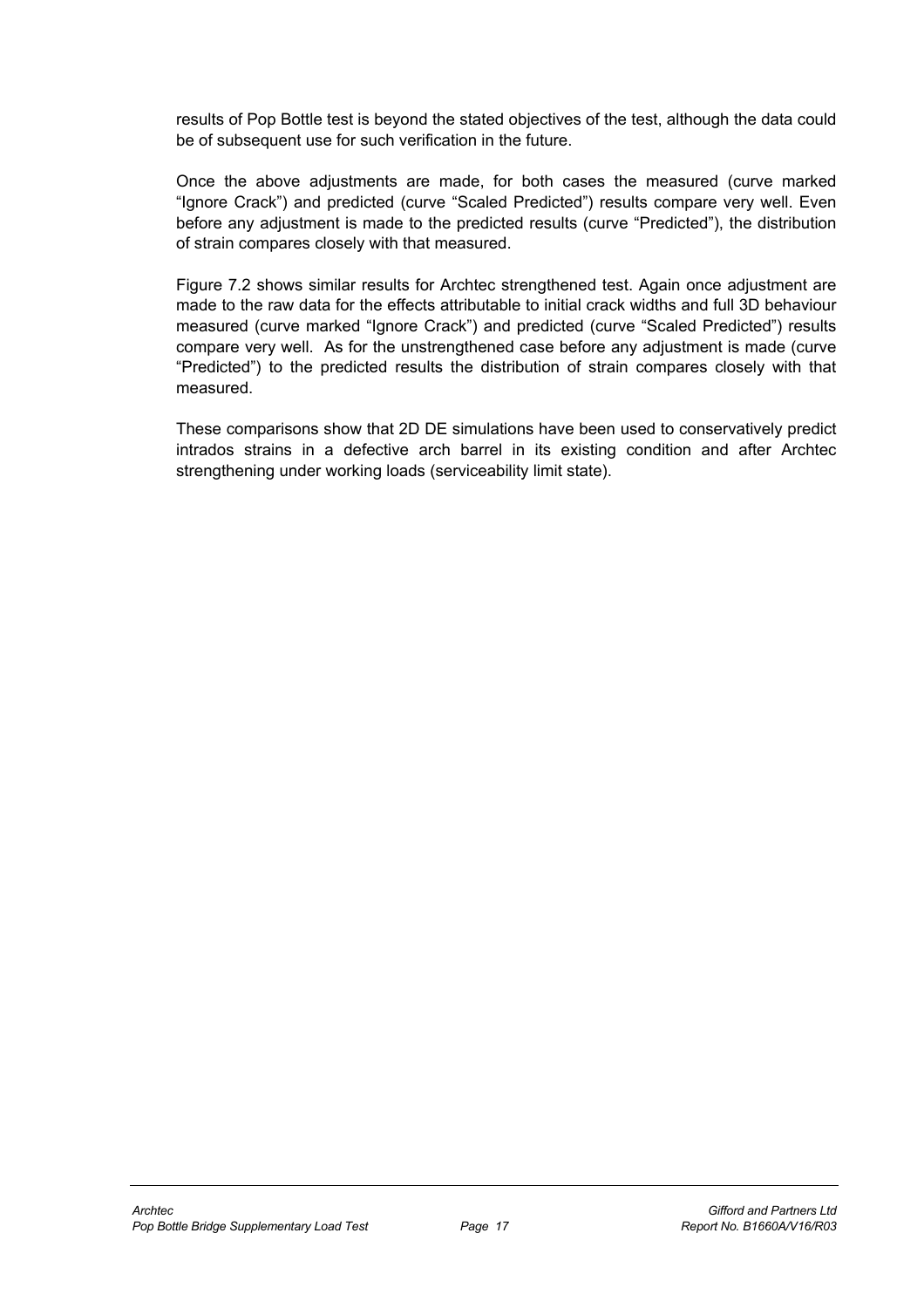results of Pop Bottle test is beyond the stated objectives of the test, although the data could be of subsequent use for such verification in the future.

Once the above adjustments are made, for both cases the measured (curve marked "Ignore Crack") and predicted (curve "Scaled Predicted") results compare very well. Even before any adjustment is made to the predicted results (curve "Predicted"), the distribution of strain compares closely with that measured.

Figure 7.2 shows similar results for Archtec strengthened test. Again once adjustment are made to the raw data for the effects attributable to initial crack widths and full 3D behaviour measured (curve marked "Ignore Crack") and predicted (curve "Scaled Predicted") results compare very well. As for the unstrengthened case before any adjustment is made (curve "Predicted") to the predicted results the distribution of strain compares closely with that measured.

These comparisons show that 2D DE simulations have been used to conservatively predict intrados strains in a defective arch barrel in its existing condition and after Archtec strengthening under working loads (serviceability limit state).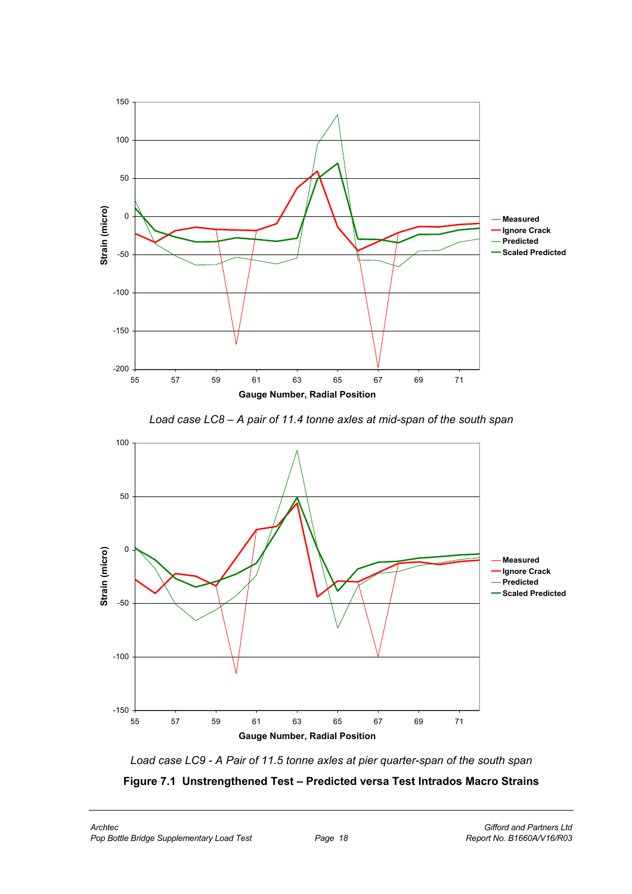*Load case LC8 – A pair of 11.4 tonne axles at mid-span of the south span*

*Load case LC9 - A Pair of 11.5 tonne axles at pier quarter-span of the south span*

**Figure 7.1 Unstrengthened Test – Predicted versa Test Intrados Macro Strains**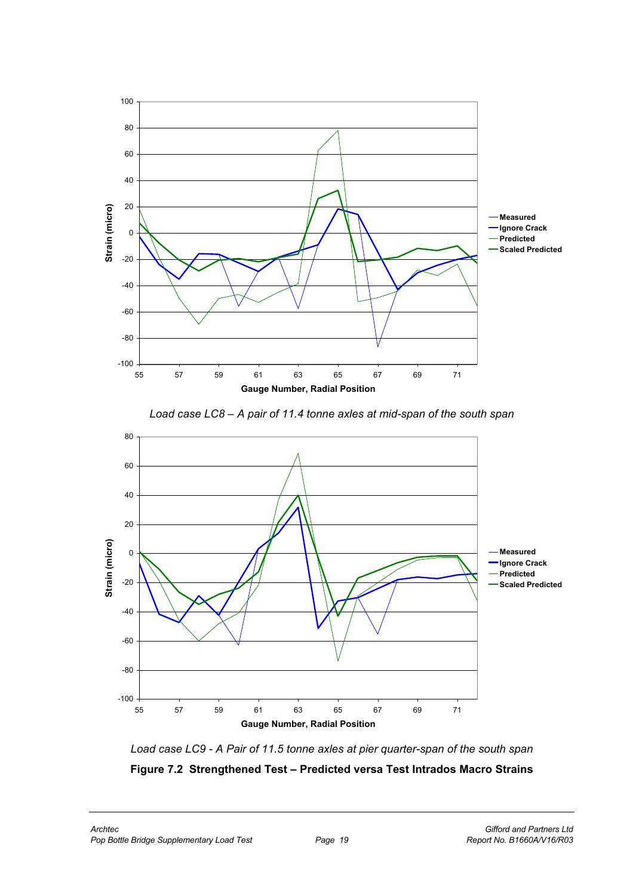Load case LC8 – A pair of 11.4 tonne axles at mid-span of the south span

Load case LC9 - A Pair of 11.5 tonne axles at pier quarter-span of the south span

**Figure 7.2 Strengthened Test – Predicted versa Test Intrados Macro Strains**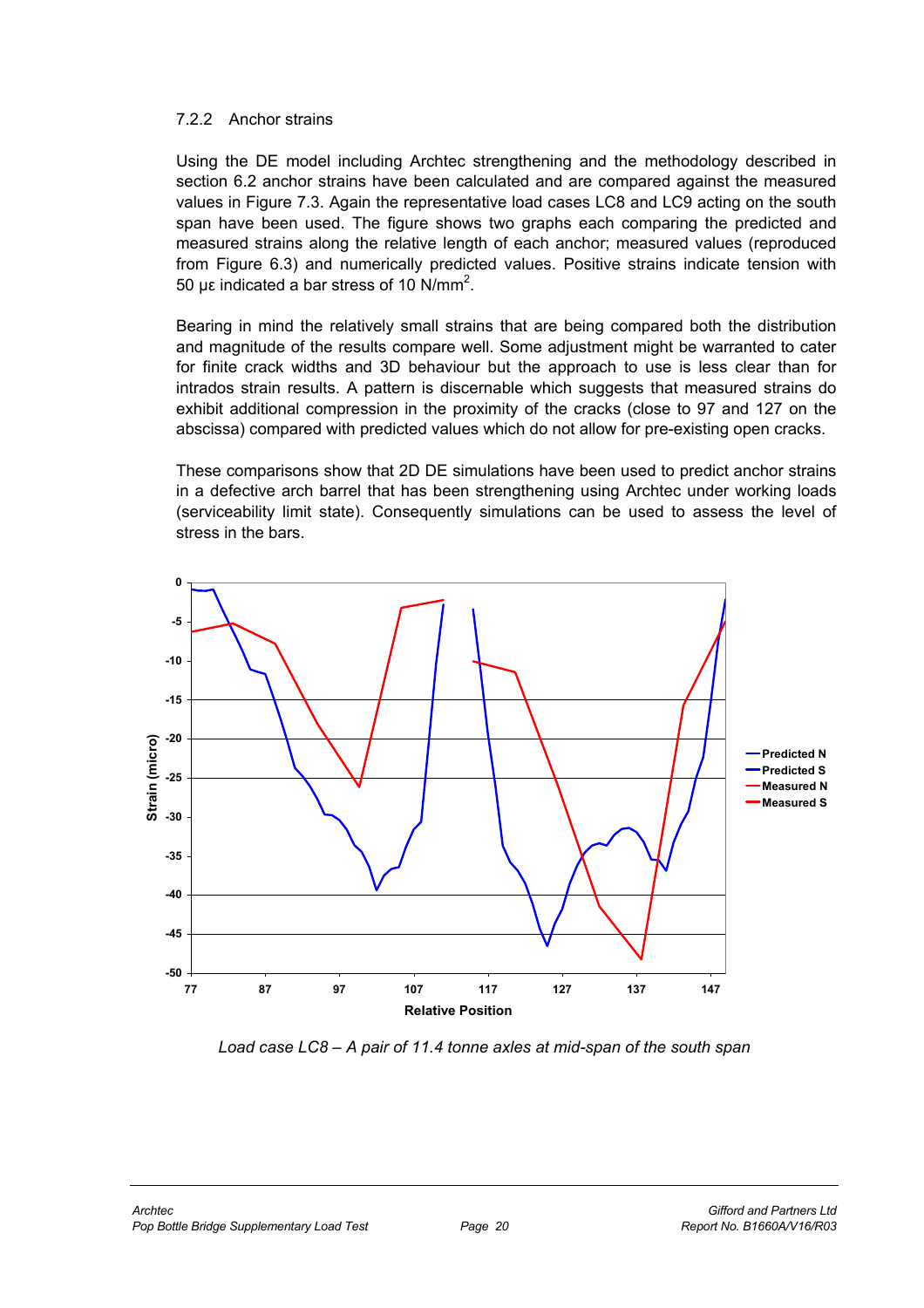### 7.2.2 Anchor strains

Using the DE model including Archtec strengthening and the methodology described in section 6.2 anchor strains have been calculated and are compared against the measured values in Figure 7.3. Again the representative load cases LC8 and LC9 acting on the south span have been used. The figure shows two graphs each comparing the predicted and measured strains along the relative length of each anchor; measured values (reproduced from Figure 6.3) and numerically predicted values. Positive strains indicate tension with 50 με indicated a bar stress of 10 N/mm$^2$.

Bearing in mind the relatively small strains that are being compared both the distribution and magnitude of the results compare well. Some adjustment might be warranted to cater for finite crack widths and 3D behaviour but the approach to use is less clear than for intrados strain results. A pattern is discernable which suggests that measured strains do exhibit additional compression in the proximity of the cracks (close to 97 and 127 on the abscissa) compared with predicted values which do not allow for pre-existing open cracks.

These comparisons show that 2D DE simulations have been used to predict anchor strains in a defective arch barrel that has been strengthening using Archtec under working loads (serviceability limit state). Consequently simulations can be used to assess the level of stress in the bars.

*Load case LC8 – A pair of 11.4 tonne axles at mid-span of the south span*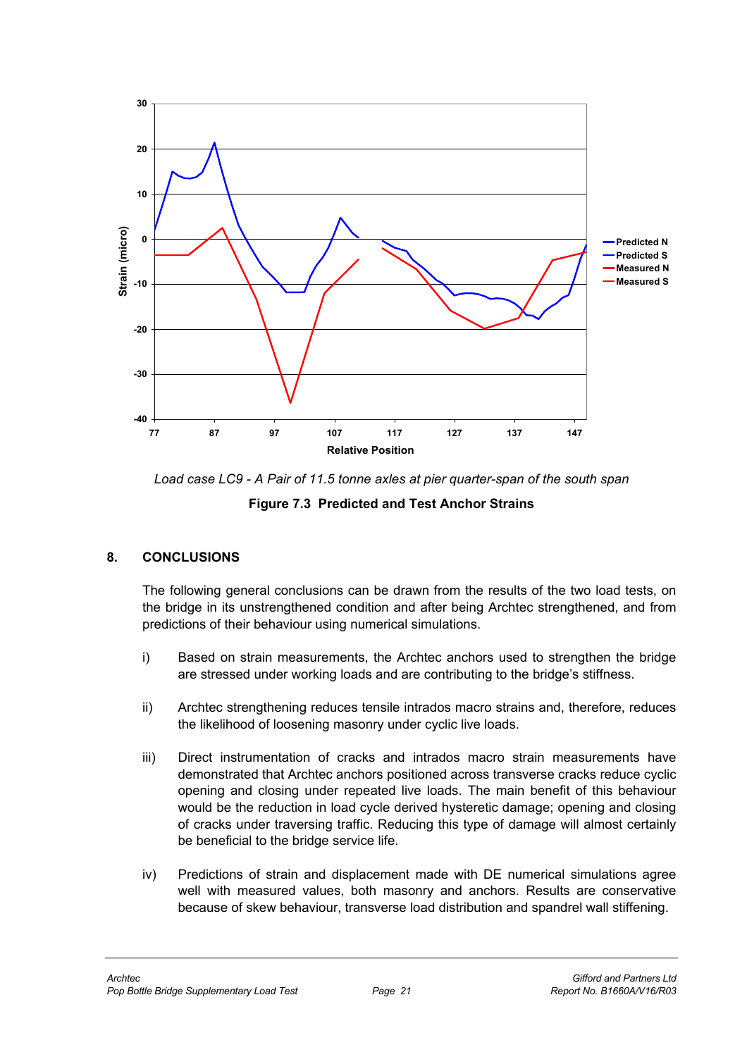Load case LC9 - A Pair of 11.5 tonne axles at pier quarter-span of the south span

**Figure 7.3 Predicted and Test Anchor Strains**

## 8. CONCLUSIONS

The following general conclusions can be drawn from the results of the two load tests, on the bridge in its unstrengthened condition and after being Archtec strengthened, and from predictions of their behaviour using numerical simulations.

i) Based on strain measurements, the Archtec anchors used to strengthen the bridge are stressed under working loads and are contributing to the bridge's stiffness.

ii) Archtec strengthening reduces tensile intrados macro strains and, therefore, reduces the likelihood of loosening masonry under cyclic live loads.

iii) Direct instrumentation of cracks and intrados macro strain measurements have demonstrated that Archtec anchors positioned across transverse cracks reduce cyclic opening and closing under repeated live loads. The main benefit of this behaviour would be the reduction in load cycle derived hysteretic damage; opening and closing of cracks under traversing traffic. Reducing this type of damage will almost certainly be beneficial to the bridge service life.

iv) Predictions of strain and displacement made with DE numerical simulations agree well with measured values, both masonry and anchors. Results are conservative because of skew behaviour, transverse load distribution and spandrel wall stiffening.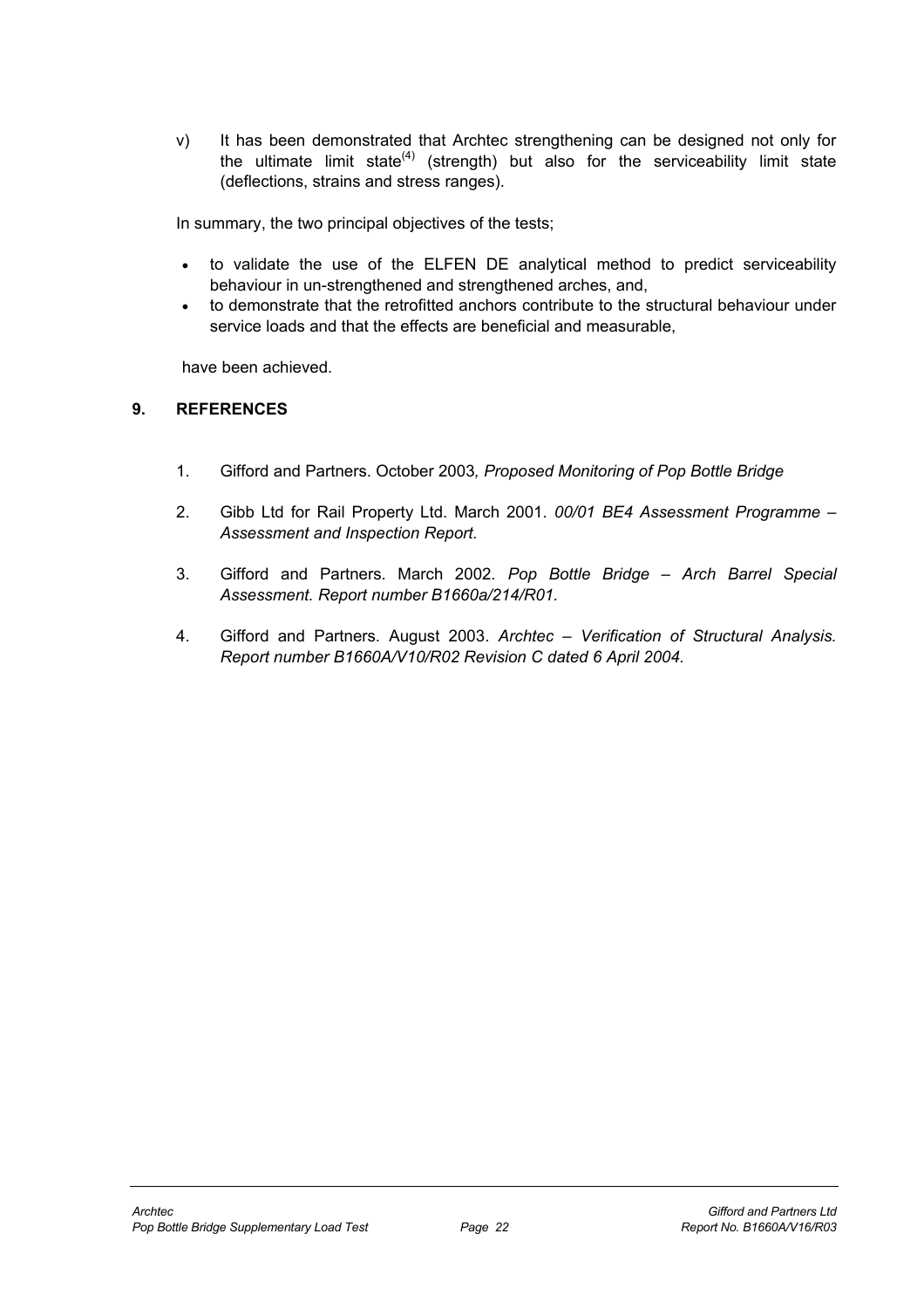v) It has been demonstrated that Archtec strengthening can be designed not only for the ultimate limit state[4] (strength) but also for the serviceability limit state (deflections, strains and stress ranges).

In summary, the two principal objectives of the tests;

- to validate the use of the ELFEN DE analytical method to predict serviceability behaviour in un-strengthened and strengthened arches, and,
- to demonstrate that the retrofitted anchors contribute to the structural behaviour under service loads and that the effects are beneficial and measurable,

have been achieved.

## 9. REFERENCES

1. Gifford and Partners. October 2003*, Proposed Monitoring of Pop Bottle Bridge*
2. Gibb Ltd for Rail Property Ltd. March 2001. *00/01 BE4 Assessment Programme – Assessment and Inspection Report.*
3. Gifford and Partners. March 2002*. Pop Bottle Bridge – Arch Barrel Special Assessment. Report number B1660a/214/R01.*
4. Gifford and Partners. August 2003. *Archtec – Verification of Structural Analysis. Report number B1660A/V10/R02 Revision C dated 6 April 2004.*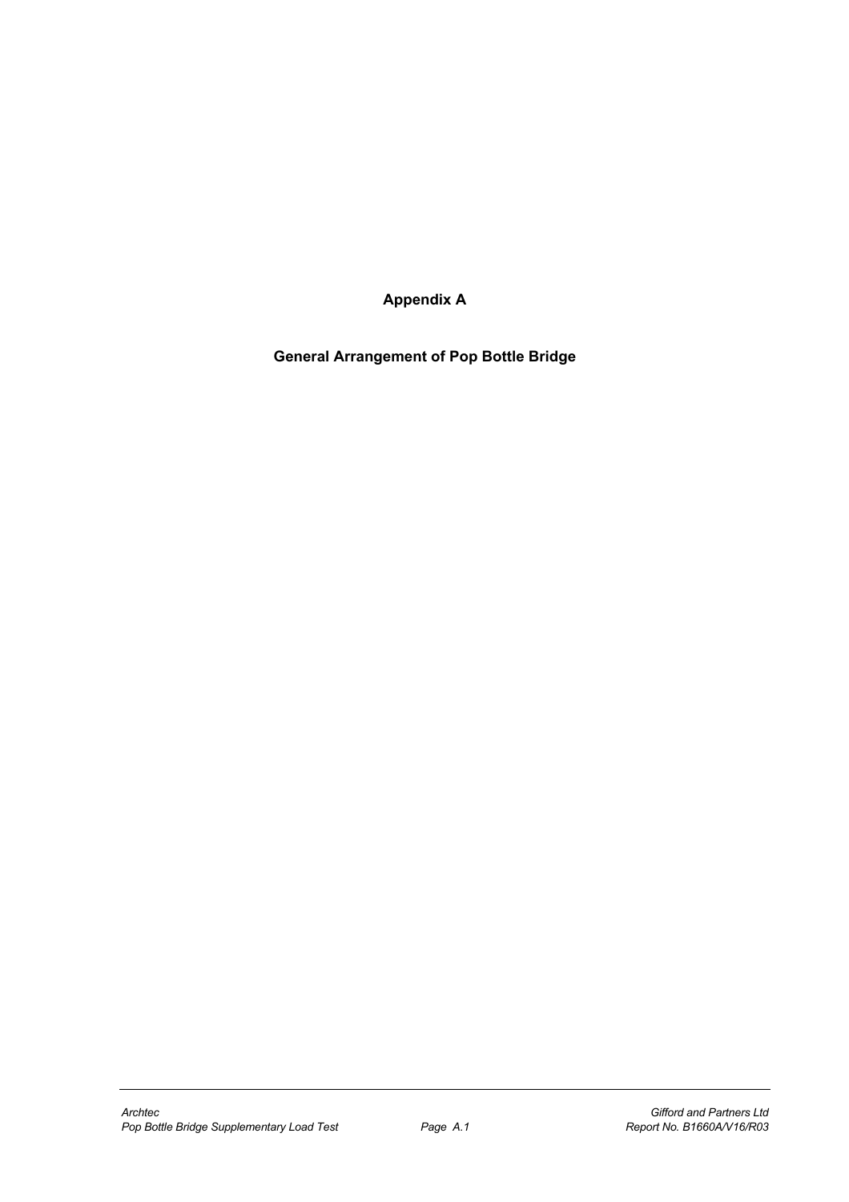# Appendix A

## General Arrangement of Pop Bottle Bridge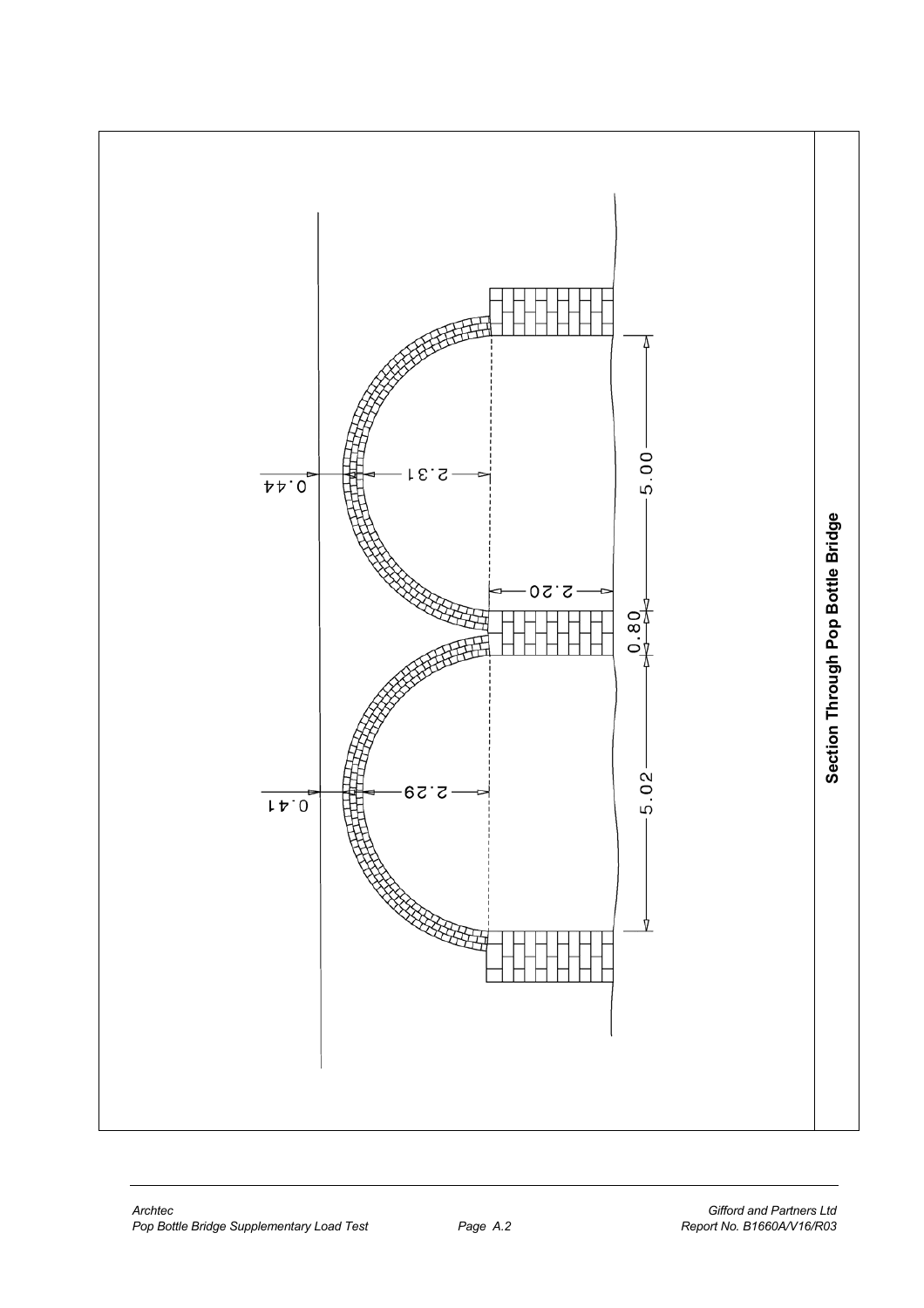Section Through Pop Bottle Bridge

0.44

2.31

2.20

5.00

0.80

0.41

2.29

5.02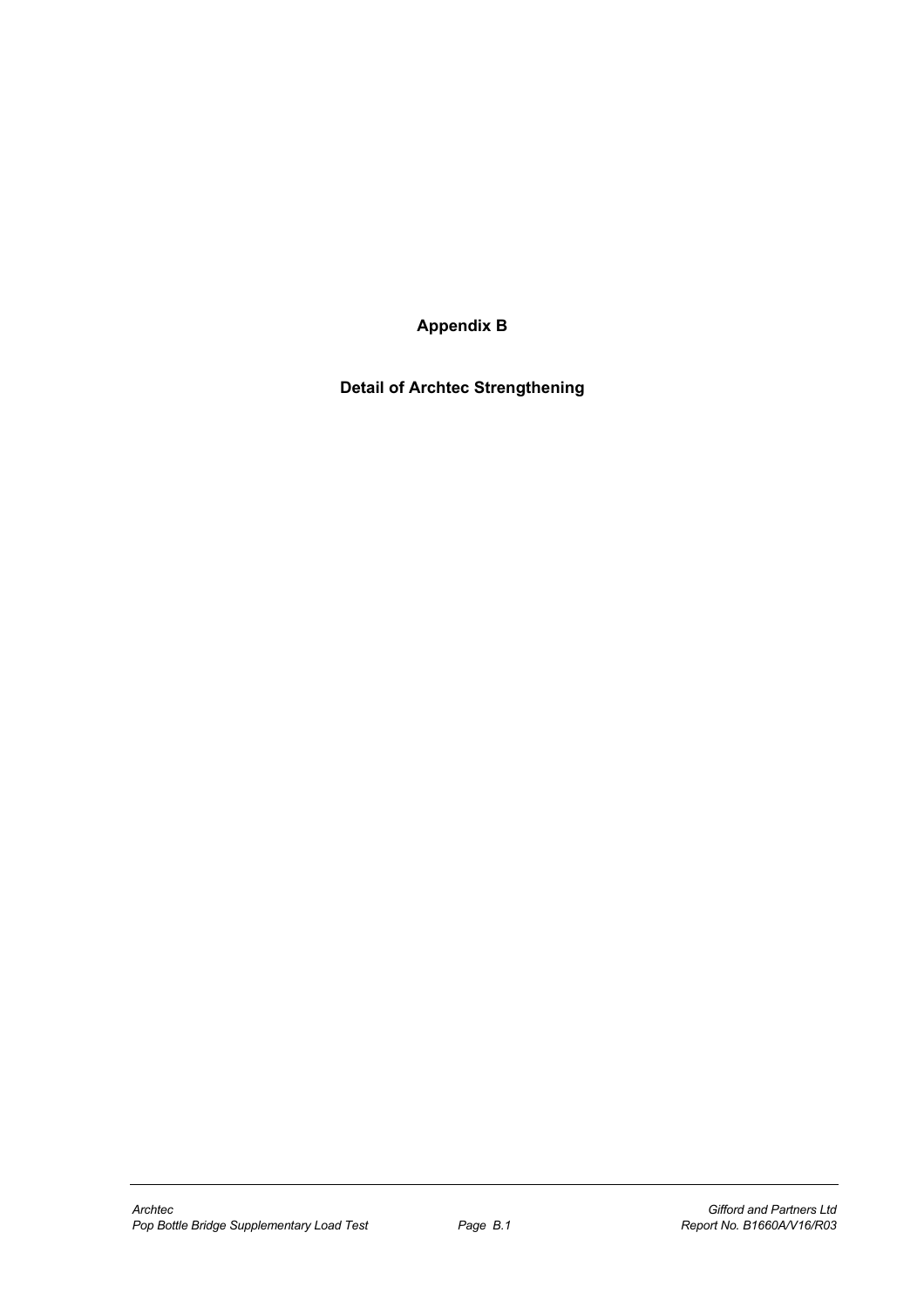# Appendix B

## Detail of Archtec Strengthening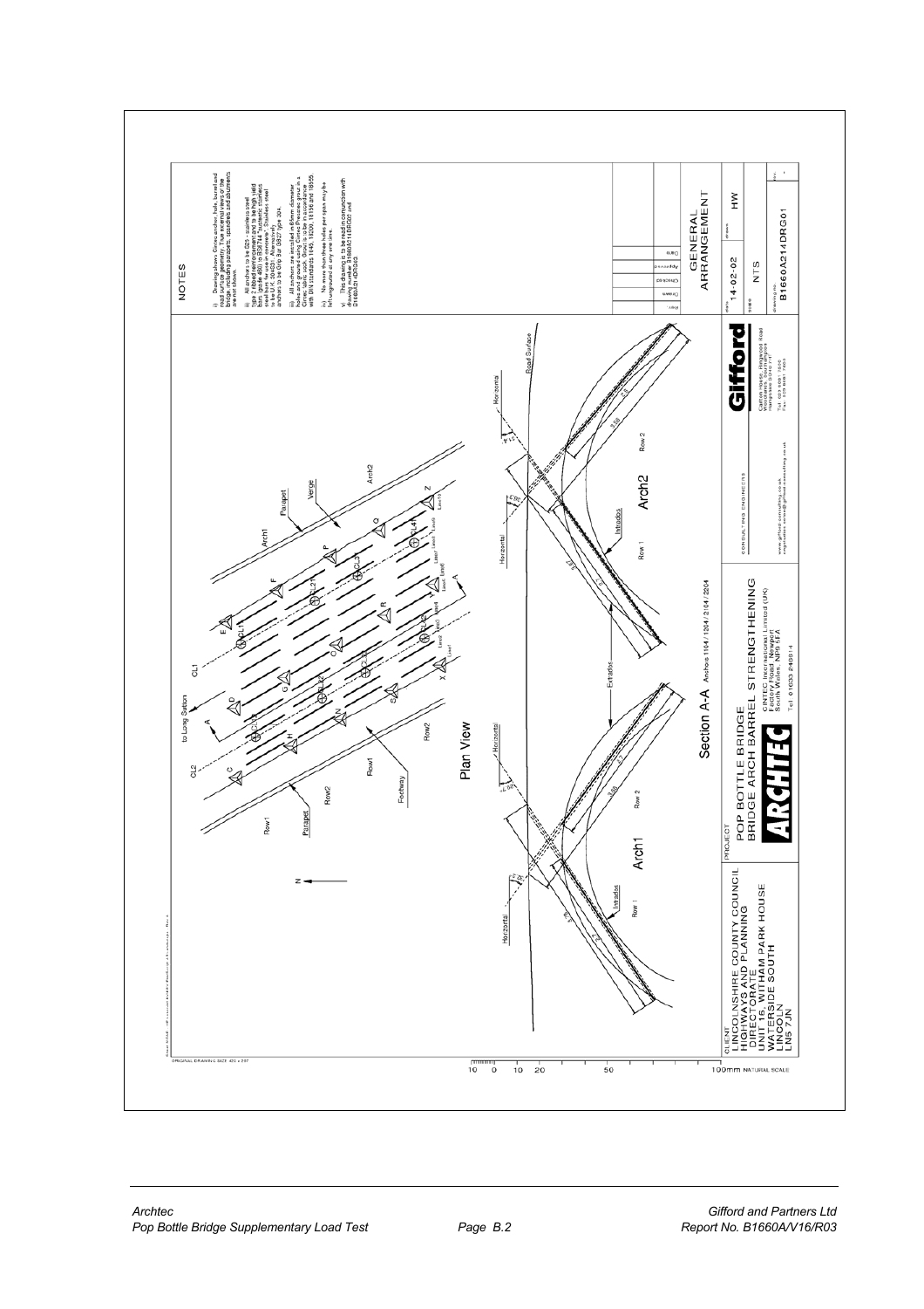NOTES

i) Drawing shows Cintec anchor, hole, barrel and road surface geometry. True external views of the bridge, including parapets, spandrels and abutments are not shown.

ii) All anchors to beGD - stainless steel type 2 ribbed reinforcement and to be high yield bars (grade 460) to BS6744 "Austenitic stainless steel bars for use in concrete". Stainless steel to be U.K. 204(D). Alternatively anchor to be 40.8p Bar 4S37 type 304.

iii) All anchors are installed in 65mm diameter holes and grouted using Cintec Presstec grout in a Cintec sock. Grout is to be in accordance with DIN standards 1045, 18200, 18156 and 18555

iv) No more than three holes per span may be left ungrouted at any one time.

v) This drawing is to be read in conjunction with drawing number B1660A214DRG02 and B1660A214DRG03.

Plan View

Section A-A Anchors 1104 / 1204 / 2104 / 2204

CLIENT
LINCOLNSHIRE COUNTY COUNCIL
HIGHWAYS AND PLANNING DIRECTORATE
UNIT 16, WITHAM PARK HOUSE
WATERSIDE SOUTH
LINCOLN
LN5 7JN

PROJECT
POP BOTTLE BRIDGE
BRIDGE ARCH BARREL STRENGTHENING

ARCHTEC
CINTEC International Limited (UK)
Factory Road, Newport
South Wales, NP9 5FA
Tel. 01633 246614

CONSULTING ENGINEERS
Gifford

GENERAL ARRANGEMENT

| date | drawn |
|---|---|
| 14-02-02 | HW |
| scale | |
| NTS | |
| drawing no. | rev. |
| B1660A214DRG01 | - |

ORIGINAL DRAWING SIZE 420 x 297

100mm NATURAL SCALE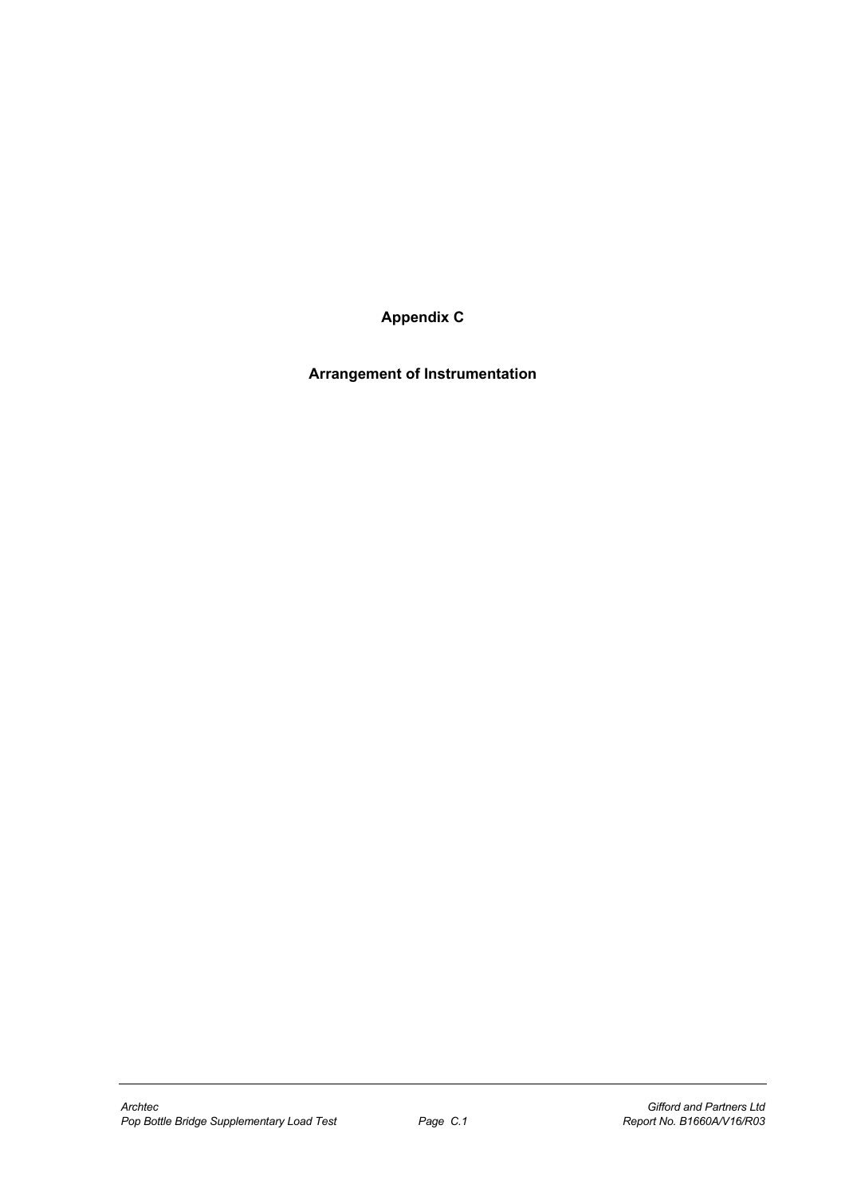# Appendix C

## Arrangement of Instrumentation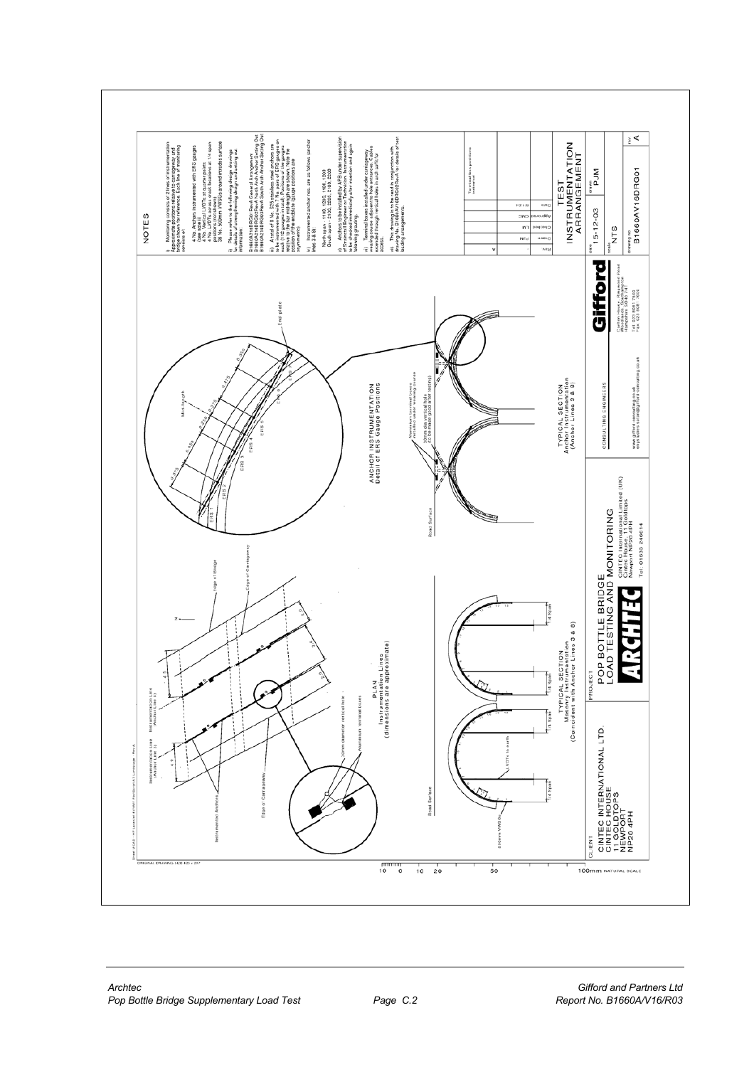NOTES

i) Monitoring consists of 2 lines of instrumentation. Approximate positions relative to carriageway and bridge shown for reference. Each line of monitoring consists of:

4 No. Anchors instrumented with ERS gauges (see detail)
4 No. Vertical LVDTs at quarter points
4 No. LVDTs across crack locations at 1/4 span positions (not shown)
36 No. 500mm VWSGs around intrados surface

ii) Please refer to the following design drawings for details of strengthening design and setting out information:

B1660A/16/DR01/RevA General Arrangement
B1660A/16/DR02/RevA North Arch Anchor Setting Out
B1660A/16/DR03/RevA South Arch Anchor Setting Out

iii) A total of 8 No. 25% stainless steel anchors are to be instrumented with 1 No. pairs of ERS gauges on each (16 gauges in total). Positions of the gauges relative to the bar midlength are shown. Note the position of the endplate (gauge positions are symmetric).

iv) Instrumented anchor nos. are as follows (anchor lines 3 & 8):

North span - 1103, 1203, 1108, 1208
South span - 2103, 2203, 2108, 2208

v) Anchors to be installed by AFB under supervision of Structural Engineer or Technician. Instrumentation to be checked immediately after insertion and again following grouting.

vi) Terminal boxes installed under carriageway wearing course adjacent to hole entrances. Cables extended through vertical holes in such a manner for access.

vii) This drawing is to be read in conjunction with drawing No. B1660A/V16/DR02/RevA for details of test loading arrangements.

| Rev | Drawn | Checked | Approved | Date |
|---|---|---|---|---|
| A | PJM | LJ | CMG | 8.1.04 |

Terminal box positions amended

TEST INSTRUMENTATION ARRANGEMENT

Date: 15-12-03 | Drawn: PJM | Scale: NTS

Drawing no: B1660A/V16/DR01 | Rev: A

PLAN
Instrumentation Lines (dimensions are approximate)

Instrumentation Line (Anchor Line 3) — Instrumentation Line (Anchor Line 8) — Instrumented Anchors — Edge of Carriageway — Edge of Bridge — 30mm diameter vertical hole — Aluminium terminal boxes — N

TYPICAL SECTION
Masonry Instrumentation (Coincident with Anchor Lines 3 & 8)

Road Surface — 500mm VWSGs — LVDTs to earth — 1/4 Span

ANCHOR INSTRUMENTATION
Detail of ERS Gauge Positions

ERS 1 — ERS 2 — ERS 3 — ERS 4 — ERS 5 — ERS 6 — Mid-length — End plate

TYPICAL SECTION
Anchor Instrumentation (Anchor Lines 3 & 8)

Road Surface — 30mm dia vertical hole (to be made good after testing) — Aluminium terminal boxes installed under wearing course

CLIENT
CINTEC INTERNATIONAL LTD.
CINTEC HOUSE
11 GOLDTOPS
NEWPORT
NP20 4PH

PROJECT
POP BOTTLE BRIDGE
LOAD TESTING AND MONITORING

ARCHTEC
CINTEC International Limited (UK)
Cintec House, 11 Goldtops
Newport NP20 4PH
Tel: 01633 246614

CONSULTING ENGINEERS

Gifford

ORIGINAL DRAWING SIZE 420 x 297

100mm NATURAL SCALE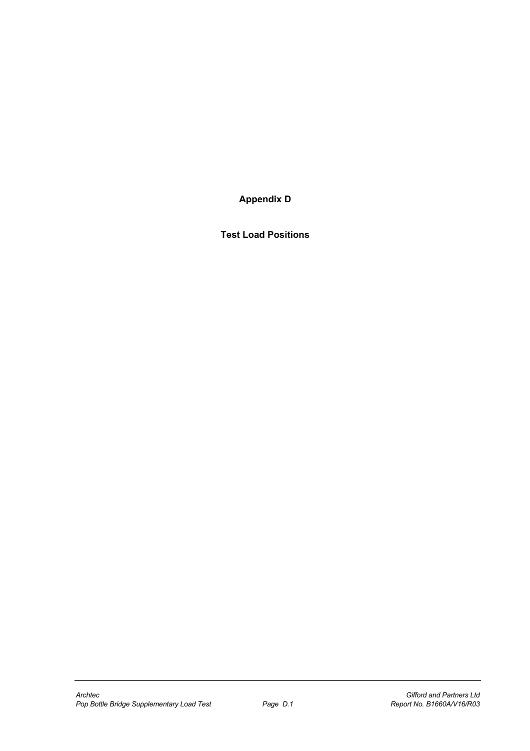# Appendix D

## Test Load Positions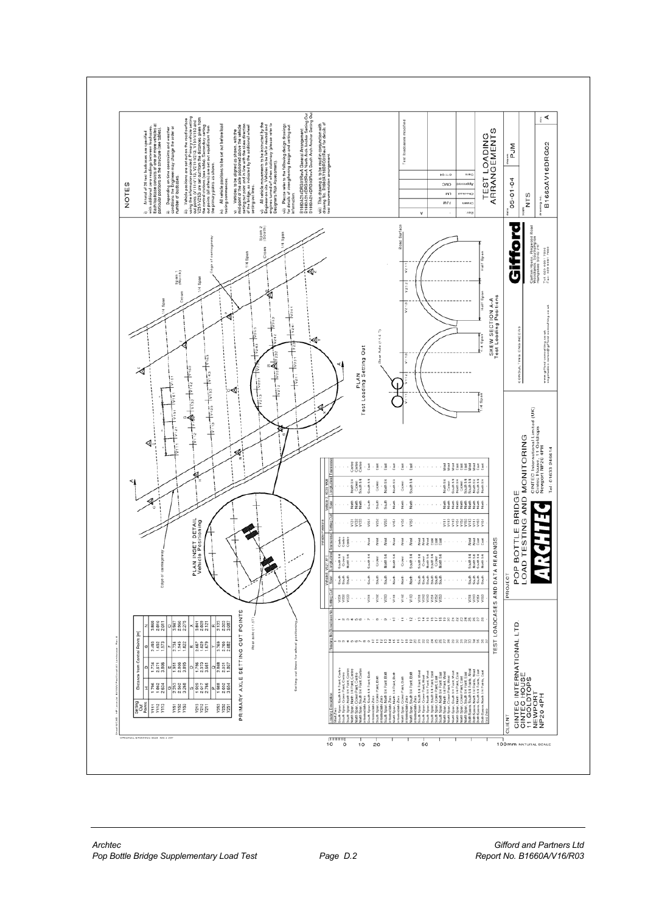## NOTES

i) A total of 36 test loadcases are specified with additional zero readings between loadcases. Each test loadcase consists of one or more vehicles at particular positions on the structure (see tables).

ii) Depending on time constraints and weather conditions the Engineer may change the order or number of loadcases.

iii) Vehicle positions are set out on the road surface using the information provided. Primary vehicle setting out points (V111/V113, V211/V213, V131/V133 and V251/V253) are set out from the distances given from the control points (see table). Secondary setting out points (all others) are set out equidistant from the primary points as shown.

iv) All vehicle positions to be set out before load testing commences.

vi) Vehicles to be aligned as shown, with the mid-point of the axle positioned above the vehicle setting out point and in line with the skew direction of the bridge, as indicated by the additional wheel setting out lines.

vi) All vehicle movements to be instructed by the Engineer on site. Vehicles to be left in neutral and engines turned off when stationary (please refer to Designers Risk Assessment).

vii) Please refer to the following design drawings for details of strengthening design and setting out information:

B1660A21/DR301RevA General Arrangement
B1660A21/DR302RevA North Arch Anchor Setting Out
B1660A21/DR303RevA South Arch Anchor Setting Out

viii) This drawing is to be read in conjunction with drawing B1660AV16/DR001RevB for details of test instrumentation arrangement.

| Setting Out Points | Distance from Control Points (m) | | |
|---|---|---|---|
| | H | D | G |
| V111 | 1.796 | 1.734 | 2.493 |
| V112 | 1.862 | 2.571 | 1.652 |
| V113 | 2.524 | 3.505 | 1.273 |
| | G | E | F |
| V151 | 2.253 | 1.951 | 2.734 |
| V152 | 2.262 | 2.946 | 1.545 |
| V153 | 3.268 | 3.895 | 1.822 |
| | S | O | R |
| V211 | 2.005 | 1.756 | 2.487 |
| V212 | 2.017 | 2.370 | 1.429 |
| V213 | 2.766 | 3.561 | 1.679 |
| | P | U | R |

| Setting Out Points | Distance from Control Points (m) | |
|---|---|---|
| | N | |
| V111 | 2.986 | |
| V112 | 2.610 | |
| V113 | 2.011 | |
| | F | |
| V151 | 3.947 | |
| V152 | 2.940 | |
| V153 | 2.275 | |
| | X | |
| V211 | 3.841 | |
| V212 | 2.839 | |
| V213 | 2.121 | |
| | K | |
| V253 | 2.135 | |
| V252 | 2.303 | |
| V251 | 3.085 | |

| | P | U | R |
|---|---|---|---|
| V253 | 1.988 | 2.868 | 3.769 |
| V252 | 2.052 | 2.021 | 2.769 |
| V251 | 3.654 | 1.867 | 2.882 |

### PRIMARY AXLE SETTING OUT POINTS

Rear axle (11.6T)

Setting-out lines for wheel positioning

Edge of carriageway

### PLAN INSET DETAIL
Vehicle Positioning

Span 1 (North) — Span 2 (South) — 1/4 Span — Crown — Edge of carriageway

### PLAN
Test Loading Setting Out

Rear Axle (11.6T)

Road Surface — 1/4 Span — Half Span

### SKEW SECTION A-A
Test Loading Positions

### TEST LOADCASES AND DATA READINGS

| Reading No | Loadcase No | Loading Description | Vehicle 1 (V1) Setting Out | Span | Longitudinal | Transverse | Vehicle 2 (V2) Setting Out | Span | Longitudinal | Transverse |
|---|---|---|---|---|---|---|---|---|---|---|
| 1 | - | Start Zero | | | | | | | | |
| 2 | 1 | South Span, South 1/4 Point, Centre | V231 | South | South 1/4 | Centre | | | | |
| 3 | 2 | South Span, Crown Point, Centre | V232 | South | Crown | Centre | | | | |
| 4 | 3 | South Span, North 1/4 Point, Centre | V233 | South | North 1/4 | Centre | | | | |
| 5 | 4 | North Span, North 1/4 Point, Centre | | | | | V131 | North | North 1/4 | Centre |
| 6 | 5 | North Span, Crown Point, Centre | | | | | V132 | North | Crown | Centre |
| 7 | 6 | North Span, South 1/4 Point, Centre | | | | | V133 | North | South 1/4 | Centre |
| 8 | - | Intermediate Zero | | | | | | | | |
| 9 | 7 | South Span, South 1/4 Point, Both | V211 | South | South 1/4 | West | V251 | South | South 1/4 | East |
| 10 | - | Intermediate Zero | | | | | | | | |
| 11 | 8 | South Span, Crown Point, Both | V212 | South | Crown | West | V252 | South | Crown | East |
| 12 | - | Intermediate Zero | | | | | | | | |
| 13 | 9 | South Span, North 1/4 Point, Both | V213 | South | North 1/4 | West | V253 | South | North 1/4 | East |
| 14 | - | Intermediate Zero | | | | | | | | |
| 15 | 10 | North Span, North 1/4 Point, Both | V111 | North | North 1/4 | West | V151 | North | North 1/4 | East |
| 16 | - | Intermediate Zero | | | | | | | | |
| 17 | 11 | North Span, Crown Point, Both | V112 | North | Crown | West | V152 | North | Crown | East |
| 18 | - | Intermediate Zero | | | | | | | | |
| 19 | 12 | North Span, South 1/4 Point, Both | V113 | North | South 1/4 | West | V153 | North | South 1/4 | East |
| 20 | - | Intermediate Zero | | | | | | | | |
| 21 | 13 | South Span, South 1/4 Point, West | V211 | South | South 1/4 | West | | | | |
| 22 | 14 | South Span, Crown Point, West | V212 | South | Crown | West | | | | |
| 23 | 15 | South Span, North 1/4 Point, West | V213 | South | North 1/4 | West | | | | |
| 24 | 16 | South Span, South 1/4 Point, East | V251 | South | South 1/4 | East | | | | |
| 25 | 17 | South Span, Crown Point, East | V252 | South | Crown | East | | | | |
| 26 | 18 | South Span, North 1/4 Point, East | V253 | South | North 1/4 | East | | | | |
| 27 | 19 | North Span, North 1/4 Point, West | | | | | V111 | North | North 1/4 | West |
| 28 | 20 | North Span, Crown Point, West | | | | | V112 | North | Crown | West |
| 29 | 21 | North Span, South 1/4 Point, West | | | | | V113 | North | South 1/4 | West |
| 30 | 22 | North Span, North 1/4 Point, East | | | | | V151 | North | North 1/4 | East |
| 31 | 23 | North Span, Crown Point, East | | | | | V152 | North | Crown | East |
| 32 | 24 | North Span, South 1/4 Point, East | | | | | V153 | North | South 1/4 | East |
| 33 | 25 | Both Spans, South 1/4 Points, West | V211 | South | South 1/4 | West | V113 | North | South 1/4 | West |
| 34 | 26 | Both Spans, South 1/4 Points, East | V251 | South | South 1/4 | East | V153 | North | South 1/4 | East |
| 35 | 27 | Both Spans, North 1/4 Points, West | V213 | South | North 1/4 | West | V111 | North | North 1/4 | West |
| 36 | 28 | Both Spans, North 1/4 Points, East | V253 | South | North 1/4 | East | V151 | North | North 1/4 | East |
| 37 | - | End Zero | | | | | | | | |

| Rev | Date | Drawn | Checked | Approved | Description |
|---|---|---|---|---|---|
| A | 6-1-04 | PJM | LM | CMC | Test loadcases modified |

**CLIENT**
CINTEC INTERNATIONAL LTD.
CINTEC HOUSE
11 GOLDTOPS
NEWPORT
NP20 4PH

**PROJECT**
POP BOTTLE BRIDGE
LOAD TESTING AND MONITORING

ARCHTEC
CINTEC International Limited (UK)
Cintec House, 11 Gold Tops
Newport NP20 4PH
Tel: 01633 246614

CONSULTING ENGINEERS
**Gifford**
Carlton House, Ringwood Road
Woodlands, Southampton
Hampshire SO40 7HT
Tel: 023 8081 7500
Fax: 023 8081 7600
www.gifford-consulting.co.uk
engineering.southampton@gifford-consulting.co.uk

**TEST LOADING ARRANGEMENTS**

Date: 05-01-04
Drawn: PJM
Scale: NTS
Drawing no.: B1660AV16DR002
Rev: A

100mm NATURAL SCALE

ORIGINAL DRAWING SIZE A3